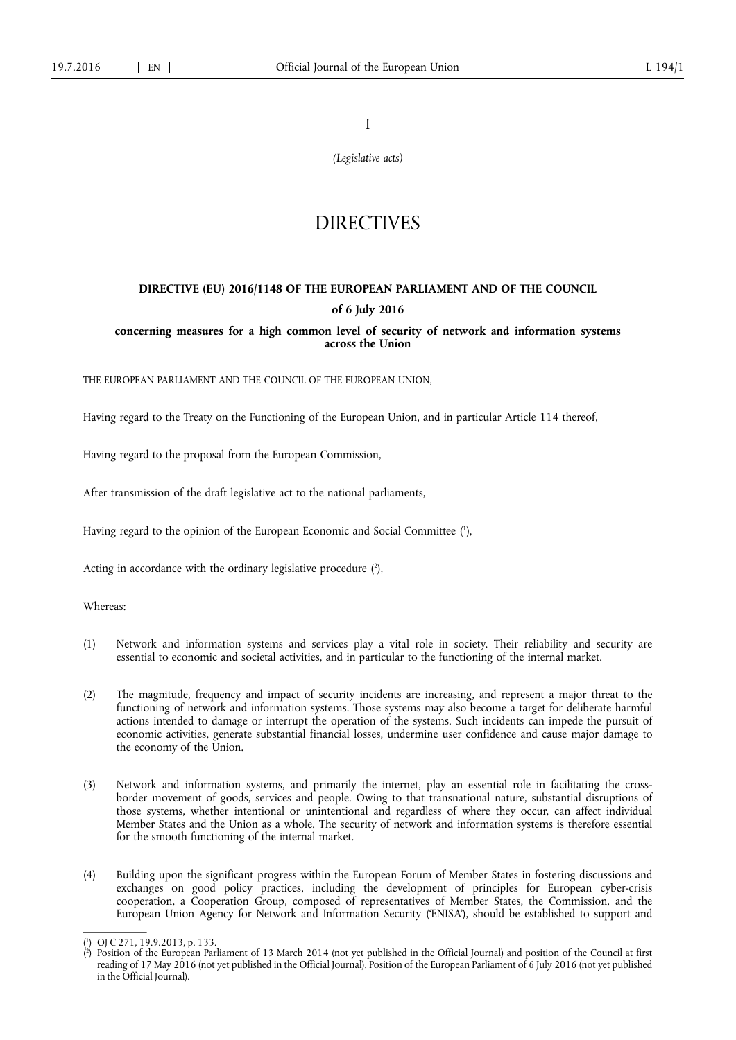I

*(Legislative acts)*

# DIRECTIVES

## DIRECTIVE (EU) 2016/1148 OF THE EUROPEAN PARLIAMENT AND OF THE COUNCIL

### of 6 July 2016

### concerning measures for a high common level of security of network and information systems across the Union

THE EUROPEAN PARLIAMENT AND THE COUNCIL OF THE EUROPEAN UNION,

Having regard to the Treaty on the Functioning of the European Union, and in particular Article 114 thereof,

Having regard to the proposal from the European Commission,

After transmission of the draft legislative act to the national parliaments,

Having regard to the opinion of the European Economic and Social Committee ([1]),

Acting in accordance with the ordinary legislative procedure ([2]),

Whereas:

(1) Network and information systems and services play a vital role in society. Their reliability and security are essential to economic and societal activities, and in particular to the functioning of the internal market.

(2) The magnitude, frequency and impact of security incidents are increasing, and represent a major threat to the functioning of network and information systems. Those systems may also become a target for deliberate harmful actions intended to damage or interrupt the operation of the systems. Such incidents can impede the pursuit of economic activities, generate substantial financial losses, undermine user confidence and cause major damage to the economy of the Union.

(3) Network and information systems, and primarily the internet, play an essential role in facilitating the cross-border movement of goods, services and people. Owing to that transnational nature, substantial disruptions of those systems, whether intentional or unintentional and regardless of where they occur, can affect individual Member States and the Union as a whole. The security of network and information systems is therefore essential for the smooth functioning of the internal market.

(4) Building upon the significant progress within the European Forum of Member States in fostering discussions and exchanges on good policy practices, including the development of principles for European cyber-crisis cooperation, a Cooperation Group, composed of representatives of Member States, the Commission, and the European Union Agency for Network and Information Security ('ENISA'), should be established to support and

---

([1]) OJ C 271, 19.9.2013, p. 133.

([2]) Position of the European Parliament of 13 March 2014 (not yet published in the Official Journal) and position of the Council at first reading of 17 May 2016 (not yet published in the Official Journal). Position of the European Parliament of 6 July 2016 (not yet published in the Official Journal).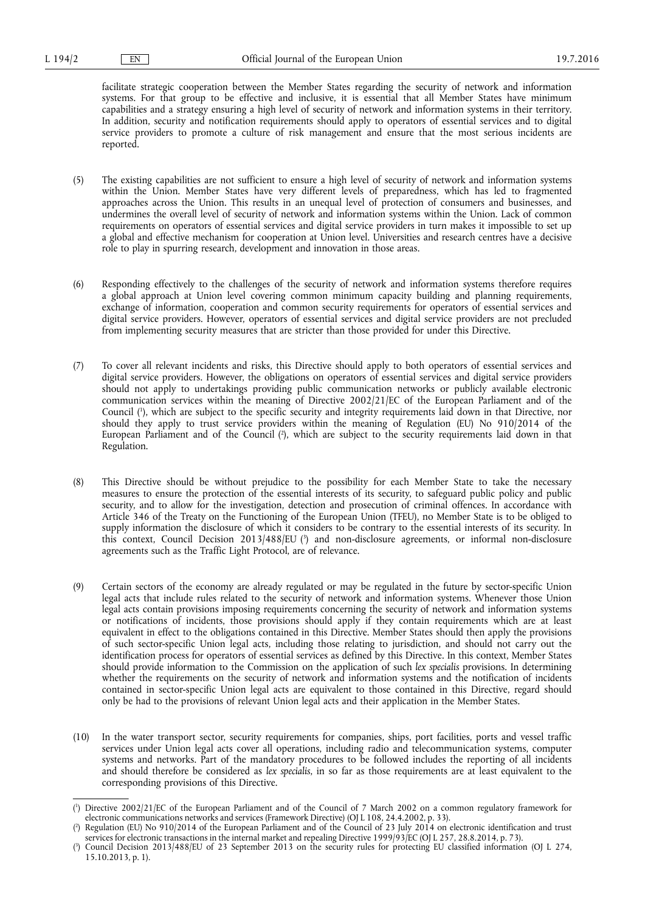facilitate strategic cooperation between the Member States regarding the security of network and information systems. For that group to be effective and inclusive, it is essential that all Member States have minimum capabilities and a strategy ensuring a high level of security of network and information systems in their territory. In addition, security and notification requirements should apply to operators of essential services and to digital service providers to promote a culture of risk management and ensure that the most serious incidents are reported.

(5) The existing capabilities are not sufficient to ensure a high level of security of network and information systems within the Union. Member States have very different levels of preparedness, which has led to fragmented approaches across the Union. This results in an unequal level of protection of consumers and businesses, and undermines the overall level of security of network and information systems within the Union. Lack of common requirements on operators of essential services and digital service providers in turn makes it impossible to set up a global and effective mechanism for cooperation at Union level. Universities and research centres have a decisive role to play in spurring research, development and innovation in those areas.

(6) Responding effectively to the challenges of the security of network and information systems therefore requires a global approach at Union level covering common minimum capacity building and planning requirements, exchange of information, cooperation and common security requirements for operators of essential services and digital service providers. However, operators of essential services and digital service providers are not precluded from implementing security measures that are stricter than those provided for under this Directive.

(7) To cover all relevant incidents and risks, this Directive should apply to both operators of essential services and digital service providers. However, the obligations on operators of essential services and digital service providers should not apply to undertakings providing public communication networks or publicly available electronic communication services within the meaning of Directive 2002/21/EC of the European Parliament and of the Council [1], which are subject to the specific security and integrity requirements laid down in that Directive, nor should they apply to trust service providers within the meaning of Regulation (EU) No 910/2014 of the European Parliament and of the Council [2], which are subject to the security requirements laid down in that Regulation.

(8) This Directive should be without prejudice to the possibility for each Member State to take the necessary measures to ensure the protection of the essential interests of its security, to safeguard public policy and public security, and to allow for the investigation, detection and prosecution of criminal offences. In accordance with Article 346 of the Treaty on the Functioning of the European Union (TFEU), no Member State is to be obliged to supply information the disclosure of which it considers to be contrary to the essential interests of its security. In this context, Council Decision 2013/488/EU [3] and non-disclosure agreements, or informal non-disclosure agreements such as the Traffic Light Protocol, are of relevance.

(9) Certain sectors of the economy are already regulated or may be regulated in the future by sector-specific Union legal acts that include rules related to the security of network and information systems. Whenever those Union legal acts contain provisions imposing requirements concerning the security of network and information systems or notifications of incidents, those provisions should apply if they contain requirements which are at least equivalent in effect to the obligations contained in this Directive. Member States should then apply the provisions of such sector-specific Union legal acts, including those relating to jurisdiction, and should not carry out the identification process for operators of essential services as defined by this Directive. In this context, Member States should provide information to the Commission on the application of such *lex specialis* provisions. In determining whether the requirements on the security of network and information systems and the notification of incidents contained in sector-specific Union legal acts are equivalent to those contained in this Directive, regard should only be had to the provisions of relevant Union legal acts and their application in the Member States.

(10) In the water transport sector, security requirements for companies, ships, port facilities, ports and vessel traffic services under Union legal acts cover all operations, including radio and telecommunication systems, computer systems and networks. Part of the mandatory procedures to be followed includes the reporting of all incidents and should therefore be considered as *lex specialis*, in so far as those requirements are at least equivalent to the corresponding provisions of this Directive.

---

[1] Directive 2002/21/EC of the European Parliament and of the Council of 7 March 2002 on a common regulatory framework for electronic communications networks and services (Framework Directive) (OJ L 108, 24.4.2002, p. 33).

[2] Regulation (EU) No 910/2014 of the European Parliament and of the Council of 23 July 2014 on electronic identification and trust services for electronic transactions in the internal market and repealing Directive 1999/93/EC (OJ L 257, 28.8.2014, p. 73).

[3] Council Decision 2013/488/EU of 23 September 2013 on the security rules for protecting EU classified information (OJ L 274, 15.10.2013, p. 1).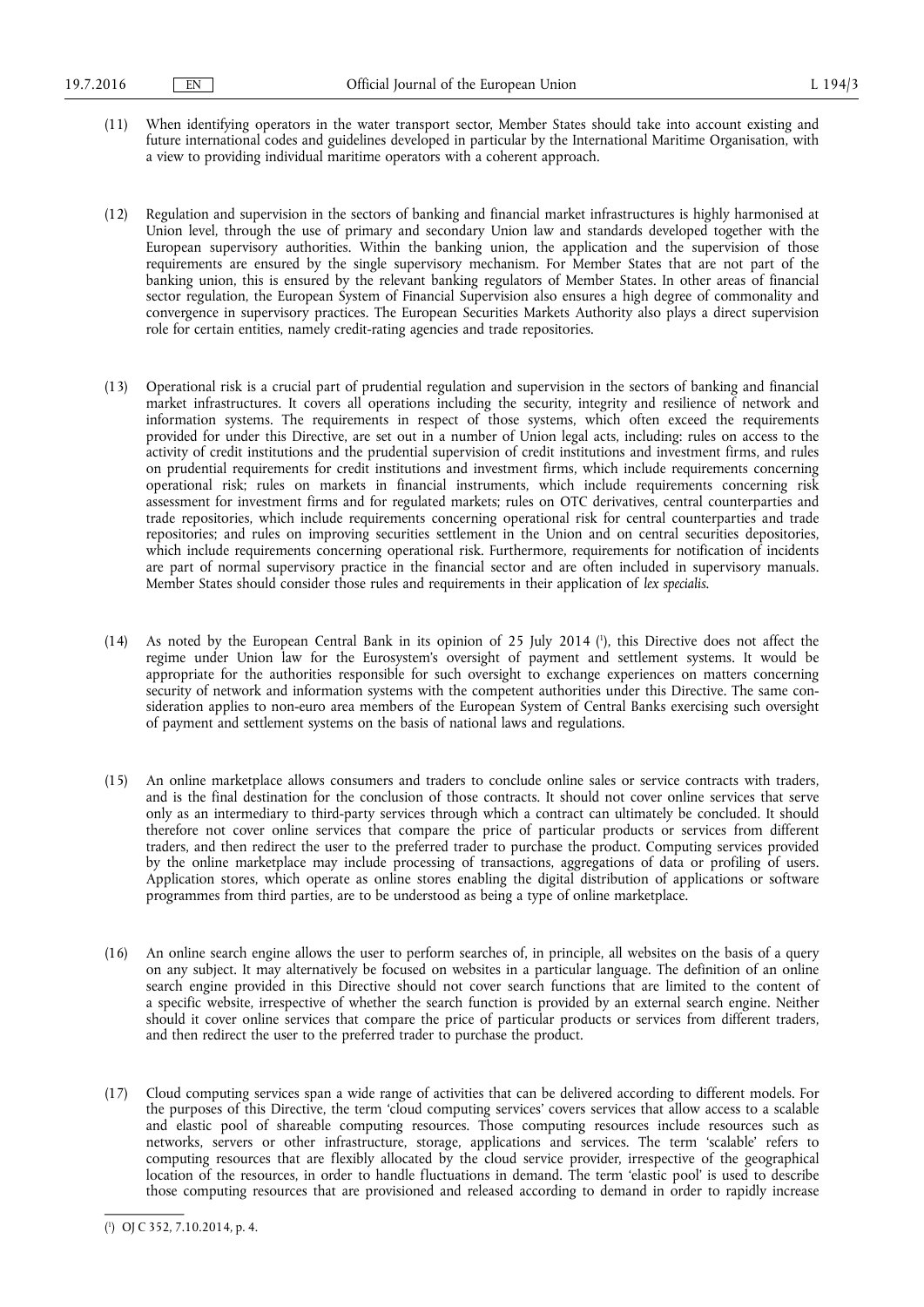(11) When identifying operators in the water transport sector, Member States should take into account existing and future international codes and guidelines developed in particular by the International Maritime Organisation, with a view to providing individual maritime operators with a coherent approach.

(12) Regulation and supervision in the sectors of banking and financial market infrastructures is highly harmonised at Union level, through the use of primary and secondary Union law and standards developed together with the European supervisory authorities. Within the banking union, the application and the supervision of those requirements are ensured by the single supervisory mechanism. For Member States that are not part of the banking union, this is ensured by the relevant banking regulators of Member States. In other areas of financial sector regulation, the European System of Financial Supervision also ensures a high degree of commonality and convergence in supervisory practices. The European Securities Markets Authority also plays a direct supervision role for certain entities, namely credit-rating agencies and trade repositories.

(13) Operational risk is a crucial part of prudential regulation and supervision in the sectors of banking and financial market infrastructures. It covers all operations including the security, integrity and resilience of network and information systems. The requirements in respect of those systems, which often exceed the requirements provided for under this Directive, are set out in a number of Union legal acts, including: rules on access to the activity of credit institutions and the prudential supervision of credit institutions and investment firms, and rules on prudential requirements for credit institutions and investment firms, which include requirements concerning operational risk; rules on markets in financial instruments, which include requirements concerning risk assessment for investment firms and for regulated markets; rules on OTC derivatives, central counterparties and trade repositories, which include requirements concerning operational risk for central counterparties and trade repositories; and rules on improving securities settlement in the Union and on central securities depositories, which include requirements concerning operational risk. Furthermore, requirements for notification of incidents are part of normal supervisory practice in the financial sector and are often included in supervisory manuals. Member States should consider those rules and requirements in their application of *lex specialis*.

(14) As noted by the European Central Bank in its opinion of 25 July 2014 [1], this Directive does not affect the regime under Union law for the Eurosystem's oversight of payment and settlement systems. It would be appropriate for the authorities responsible for such oversight to exchange experiences on matters concerning security of network and information systems with the competent authorities under this Directive. The same consideration applies to non-euro area members of the European System of Central Banks exercising such oversight of payment and settlement systems on the basis of national laws and regulations.

(15) An online marketplace allows consumers and traders to conclude online sales or service contracts with traders, and is the final destination for the conclusion of those contracts. It should not cover online services that serve only as an intermediary to third-party services through which a contract can ultimately be concluded. It should therefore not cover online services that compare the price of particular products or services from different traders, and then redirect the user to the preferred trader to purchase the product. Computing services provided by the online marketplace may include processing of transactions, aggregations of data or profiling of users. Application stores, which operate as online stores enabling the digital distribution of applications or software programmes from third parties, are to be understood as being a type of online marketplace.

(16) An online search engine allows the user to perform searches of, in principle, all websites on the basis of a query on any subject. It may alternatively be focused on websites in a particular language. The definition of an online search engine provided in this Directive should not cover search functions that are limited to the content of a specific website, irrespective of whether the search function is provided by an external search engine. Neither should it cover online services that compare the price of particular products or services from different traders, and then redirect the user to the preferred trader to purchase the product.

(17) Cloud computing services span a wide range of activities that can be delivered according to different models. For the purposes of this Directive, the term 'cloud computing services' covers services that allow access to a scalable and elastic pool of shareable computing resources. Those computing resources include resources such as networks, servers or other infrastructure, storage, applications and services. The term 'scalable' refers to computing resources that are flexibly allocated by the cloud service provider, irrespective of the geographical location of the resources, in order to handle fluctuations in demand. The term 'elastic pool' is used to describe those computing resources that are provisioned and released according to demand in order to rapidly increase

---

[1] OJ C 352, 7.10.2014, p. 4.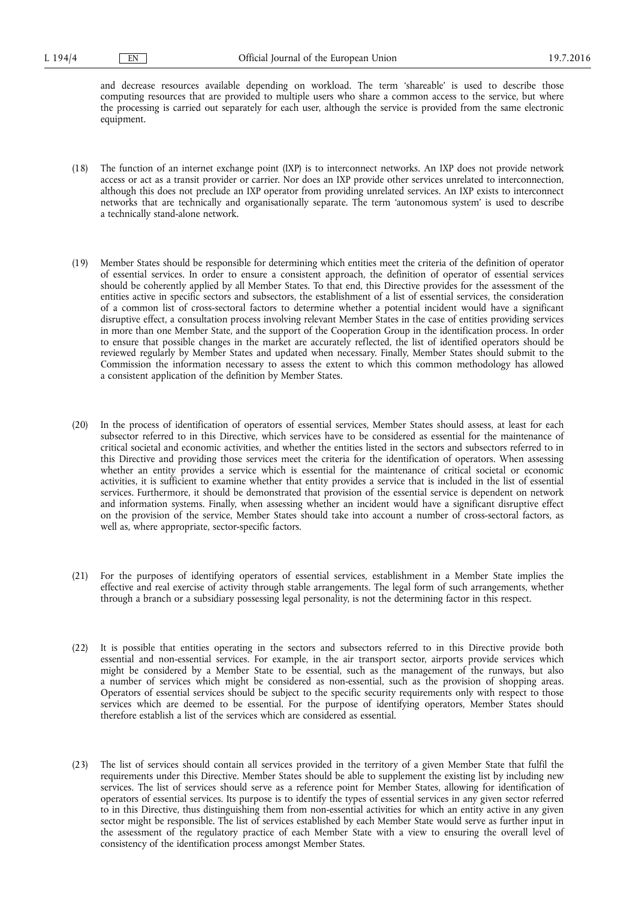and decrease resources available depending on workload. The term 'shareable' is used to describe those computing resources that are provided to multiple users who share a common access to the service, but where the processing is carried out separately for each user, although the service is provided from the same electronic equipment.

(18) The function of an internet exchange point (IXP) is to interconnect networks. An IXP does not provide network access or act as a transit provider or carrier. Nor does an IXP provide other services unrelated to interconnection, although this does not preclude an IXP operator from providing unrelated services. An IXP exists to interconnect networks that are technically and organisationally separate. The term 'autonomous system' is used to describe a technically stand-alone network.

(19) Member States should be responsible for determining which entities meet the criteria of the definition of operator of essential services. In order to ensure a consistent approach, the definition of operator of essential services should be coherently applied by all Member States. To that end, this Directive provides for the assessment of the entities active in specific sectors and subsectors, the establishment of a list of essential services, the consideration of a common list of cross-sectoral factors to determine whether a potential incident would have a significant disruptive effect, a consultation process involving relevant Member States in the case of entities providing services in more than one Member State, and the support of the Cooperation Group in the identification process. In order to ensure that possible changes in the market are accurately reflected, the list of identified operators should be reviewed regularly by Member States and updated when necessary. Finally, Member States should submit to the Commission the information necessary to assess the extent to which this common methodology has allowed a consistent application of the definition by Member States.

(20) In the process of identification of operators of essential services, Member States should assess, at least for each subsector referred to in this Directive, which services have to be considered as essential for the maintenance of critical societal and economic activities, and whether the entities listed in the sectors and subsectors referred to in this Directive and providing those services meet the criteria for the identification of operators. When assessing whether an entity provides a service which is essential for the maintenance of critical societal or economic activities, it is sufficient to examine whether that entity provides a service that is included in the list of essential services. Furthermore, it should be demonstrated that provision of the essential service is dependent on network and information systems. Finally, when assessing whether an incident would have a significant disruptive effect on the provision of the service, Member States should take into account a number of cross-sectoral factors, as well as, where appropriate, sector-specific factors.

(21) For the purposes of identifying operators of essential services, establishment in a Member State implies the effective and real exercise of activity through stable arrangements. The legal form of such arrangements, whether through a branch or a subsidiary possessing legal personality, is not the determining factor in this respect.

(22) It is possible that entities operating in the sectors and subsectors referred to in this Directive provide both essential and non-essential services. For example, in the air transport sector, airports provide services which might be considered by a Member State to be essential, such as the management of the runways, but also a number of services which might be considered as non-essential, such as the provision of shopping areas. Operators of essential services should be subject to the specific security requirements only with respect to those services which are deemed to be essential. For the purpose of identifying operators, Member States should therefore establish a list of the services which are considered as essential.

(23) The list of services should contain all services provided in the territory of a given Member State that fulfil the requirements under this Directive. Member States should be able to supplement the existing list by including new services. The list of services should serve as a reference point for Member States, allowing for identification of operators of essential services. Its purpose is to identify the types of essential services in any given sector referred to in this Directive, thus distinguishing them from non-essential activities for which an entity active in any given sector might be responsible. The list of services established by each Member State would serve as further input in the assessment of the regulatory practice of each Member State with a view to ensuring the overall level of consistency of the identification process amongst Member States.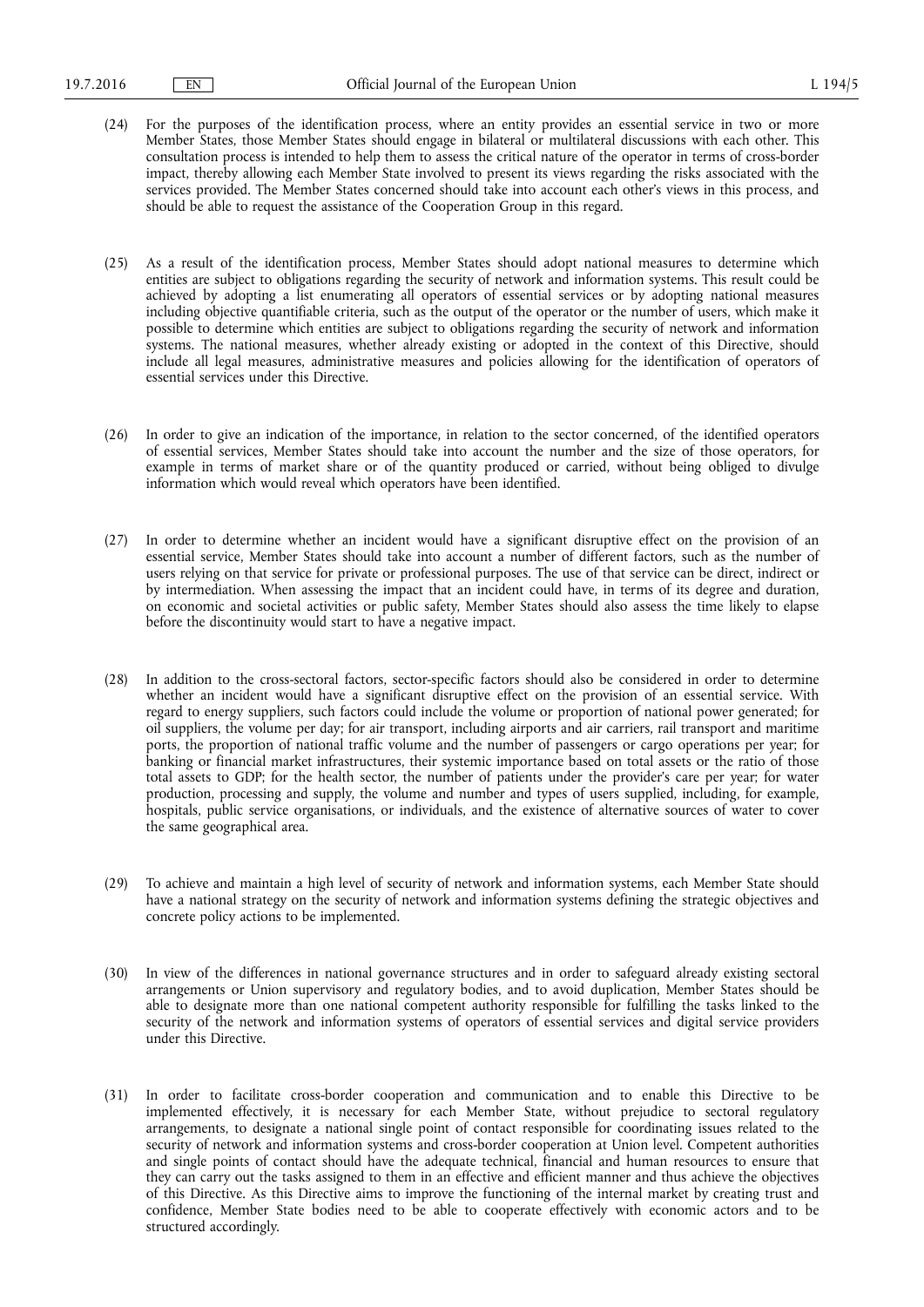(24) For the purposes of the identification process, where an entity provides an essential service in two or more Member States, those Member States should engage in bilateral or multilateral discussions with each other. This consultation process is intended to help them to assess the critical nature of the operator in terms of cross-border impact, thereby allowing each Member State involved to present its views regarding the risks associated with the services provided. The Member States concerned should take into account each other's views in this process, and should be able to request the assistance of the Cooperation Group in this regard.

(25) As a result of the identification process, Member States should adopt national measures to determine which entities are subject to obligations regarding the security of network and information systems. This result could be achieved by adopting a list enumerating all operators of essential services or by adopting national measures including objective quantifiable criteria, such as the output of the operator or the number of users, which make it possible to determine which entities are subject to obligations regarding the security of network and information systems. The national measures, whether already existing or adopted in the context of this Directive, should include all legal measures, administrative measures and policies allowing for the identification of operators of essential services under this Directive.

(26) In order to give an indication of the importance, in relation to the sector concerned, of the identified operators of essential services, Member States should take into account the number and the size of those operators, for example in terms of market share or of the quantity produced or carried, without being obliged to divulge information which would reveal which operators have been identified.

(27) In order to determine whether an incident would have a significant disruptive effect on the provision of an essential service, Member States should take into account a number of different factors, such as the number of users relying on that service for private or professional purposes. The use of that service can be direct, indirect or by intermediation. When assessing the impact that an incident could have, in terms of its degree and duration, on economic and societal activities or public safety, Member States should also assess the time likely to elapse before the discontinuity would start to have a negative impact.

(28) In addition to the cross-sectoral factors, sector-specific factors should also be considered in order to determine whether an incident would have a significant disruptive effect on the provision of an essential service. With regard to energy suppliers, such factors could include the volume or proportion of national power generated; for oil suppliers, the volume per day; for air transport, including airports and air carriers, rail transport and maritime ports, the proportion of national traffic volume and the number of passengers or cargo operations per year; for banking or financial market infrastructures, their systemic importance based on total assets or the ratio of those total assets to GDP; for the health sector, the number of patients under the provider's care per year; for water production, processing and supply, the volume and number and types of users supplied, including, for example, hospitals, public service organisations, or individuals, and the existence of alternative sources of water to cover the same geographical area.

(29) To achieve and maintain a high level of security of network and information systems, each Member State should have a national strategy on the security of network and information systems defining the strategic objectives and concrete policy actions to be implemented.

(30) In view of the differences in national governance structures and in order to safeguard already existing sectoral arrangements or Union supervisory and regulatory bodies, and to avoid duplication, Member States should be able to designate more than one national competent authority responsible for fulfilling the tasks linked to the security of the network and information systems of operators of essential services and digital service providers under this Directive.

(31) In order to facilitate cross-border cooperation and communication and to enable this Directive to be implemented effectively, it is necessary for each Member State, without prejudice to sectoral regulatory arrangements, to designate a national single point of contact responsible for coordinating issues related to the security of network and information systems and cross-border cooperation at Union level. Competent authorities and single points of contact should have the adequate technical, financial and human resources to ensure that they can carry out the tasks assigned to them in an effective and efficient manner and thus achieve the objectives of this Directive. As this Directive aims to improve the functioning of the internal market by creating trust and confidence, Member State bodies need to be able to cooperate effectively with economic actors and to be structured accordingly.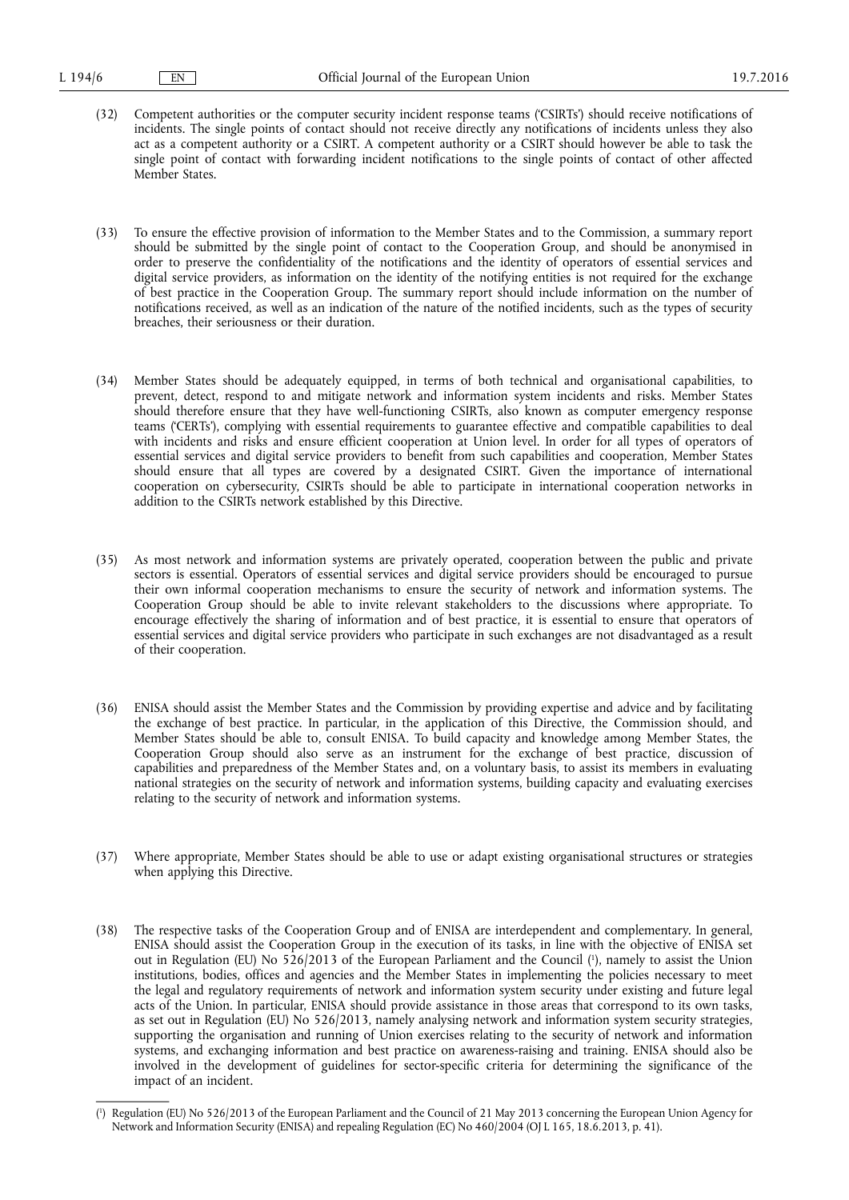(32) Competent authorities or the computer security incident response teams ('CSIRTs') should receive notifications of incidents. The single points of contact should not receive directly any notifications of incidents unless they also act as a competent authority or a CSIRT. A competent authority or a CSIRT should however be able to task the single point of contact with forwarding incident notifications to the single points of contact of other affected Member States.

(33) To ensure the effective provision of information to the Member States and to the Commission, a summary report should be submitted by the single point of contact to the Cooperation Group, and should be anonymised in order to preserve the confidentiality of the notifications and the identity of operators of essential services and digital service providers, as information on the identity of the notifying entities is not required for the exchange of best practice in the Cooperation Group. The summary report should include information on the number of notifications received, as well as an indication of the nature of the notified incidents, such as the types of security breaches, their seriousness or their duration.

(34) Member States should be adequately equipped, in terms of both technical and organisational capabilities, to prevent, detect, respond to and mitigate network and information system incidents and risks. Member States should therefore ensure that they have well-functioning CSIRTs, also known as computer emergency response teams ('CERTs'), complying with essential requirements to guarantee effective and compatible capabilities to deal with incidents and risks and ensure efficient cooperation at Union level. In order for all types of operators of essential services and digital service providers to benefit from such capabilities and cooperation, Member States should ensure that all types are covered by a designated CSIRT. Given the importance of international cooperation on cybersecurity, CSIRTs should be able to participate in international cooperation networks in addition to the CSIRTs network established by this Directive.

(35) As most network and information systems are privately operated, cooperation between the public and private sectors is essential. Operators of essential services and digital service providers should be encouraged to pursue their own informal cooperation mechanisms to ensure the security of network and information systems. The Cooperation Group should be able to invite relevant stakeholders to the discussions where appropriate. To encourage effectively the sharing of information and of best practice, it is essential to ensure that operators of essential services and digital service providers who participate in such exchanges are not disadvantaged as a result of their cooperation.

(36) ENISA should assist the Member States and the Commission by providing expertise and advice and by facilitating the exchange of best practice. In particular, in the application of this Directive, the Commission should, and Member States should be able to, consult ENISA. To build capacity and knowledge among Member States, the Cooperation Group should also serve as an instrument for the exchange of best practice, discussion of capabilities and preparedness of the Member States and, on a voluntary basis, to assist its members in evaluating national strategies on the security of network and information systems, building capacity and evaluating exercises relating to the security of network and information systems.

(37) Where appropriate, Member States should be able to use or adapt existing organisational structures or strategies when applying this Directive.

(38) The respective tasks of the Cooperation Group and of ENISA are interdependent and complementary. In general, ENISA should assist the Cooperation Group in the execution of its tasks, in line with the objective of ENISA set out in Regulation (EU) No 526/2013 of the European Parliament and the Council [1], namely to assist the Union institutions, bodies, offices and agencies and the Member States in implementing the policies necessary to meet the legal and regulatory requirements of network and information system security under existing and future legal acts of the Union. In particular, ENISA should provide assistance in those areas that correspond to its own tasks, as set out in Regulation (EU) No 526/2013, namely analysing network and information system security strategies, supporting the organisation and running of Union exercises relating to the security of network and information systems, and exchanging information and best practice on awareness-raising and training. ENISA should also be involved in the development of guidelines for sector-specific criteria for determining the significance of the impact of an incident.

[1] Regulation (EU) No 526/2013 of the European Parliament and the Council of 21 May 2013 concerning the European Union Agency for Network and Information Security (ENISA) and repealing Regulation (EC) No 460/2004 (OJ L 165, 18.6.2013, p. 41).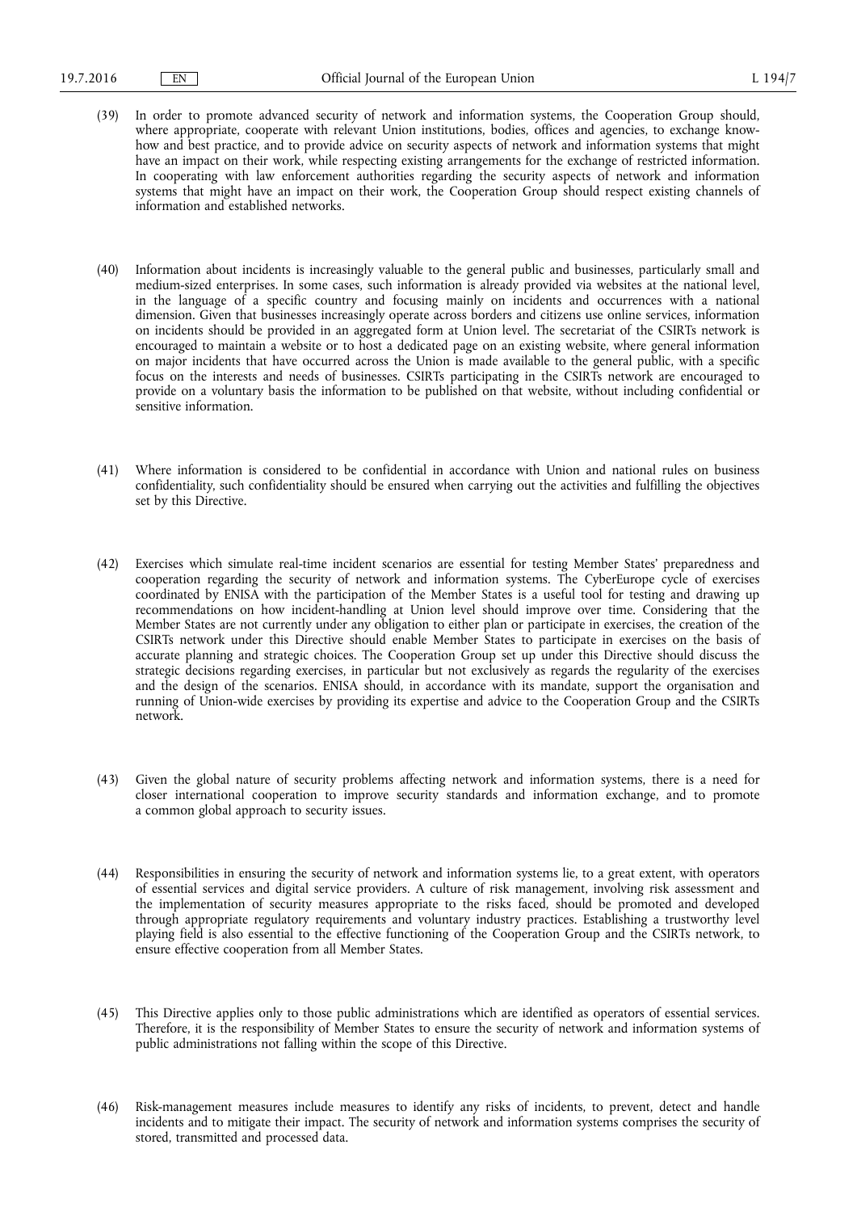(39) In order to promote advanced security of network and information systems, the Cooperation Group should, where appropriate, cooperate with relevant Union institutions, bodies, offices and agencies, to exchange know-how and best practice, and to provide advice on security aspects of network and information systems that might have an impact on their work, while respecting existing arrangements for the exchange of restricted information. In cooperating with law enforcement authorities regarding the security aspects of network and information systems that might have an impact on their work, the Cooperation Group should respect existing channels of information and established networks.

(40) Information about incidents is increasingly valuable to the general public and businesses, particularly small and medium-sized enterprises. In some cases, such information is already provided via websites at the national level, in the language of a specific country and focusing mainly on incidents and occurrences with a national dimension. Given that businesses increasingly operate across borders and citizens use online services, information on incidents should be provided in an aggregated form at Union level. The secretariat of the CSIRTs network is encouraged to maintain a website or to host a dedicated page on an existing website, where general information on major incidents that have occurred across the Union is made available to the general public, with a specific focus on the interests and needs of businesses. CSIRTs participating in the CSIRTs network are encouraged to provide on a voluntary basis the information to be published on that website, without including confidential or sensitive information.

(41) Where information is considered to be confidential in accordance with Union and national rules on business confidentiality, such confidentiality should be ensured when carrying out the activities and fulfilling the objectives set by this Directive.

(42) Exercises which simulate real-time incident scenarios are essential for testing Member States' preparedness and cooperation regarding the security of network and information systems. The CyberEurope cycle of exercises coordinated by ENISA with the participation of the Member States is a useful tool for testing and drawing up recommendations on how incident-handling at Union level should improve over time. Considering that the Member States are not currently under any obligation to either plan or participate in exercises, the creation of the CSIRTs network under this Directive should enable Member States to participate in exercises on the basis of accurate planning and strategic choices. The Cooperation Group set up under this Directive should discuss the strategic decisions regarding exercises, in particular but not exclusively as regards the regularity of the exercises and the design of the scenarios. ENISA should, in accordance with its mandate, support the organisation and running of Union-wide exercises by providing its expertise and advice to the Cooperation Group and the CSIRTs network.

(43) Given the global nature of security problems affecting network and information systems, there is a need for closer international cooperation to improve security standards and information exchange, and to promote a common global approach to security issues.

(44) Responsibilities in ensuring the security of network and information systems lie, to a great extent, with operators of essential services and digital service providers. A culture of risk management, involving risk assessment and the implementation of security measures appropriate to the risks faced, should be promoted and developed through appropriate regulatory requirements and voluntary industry practices. Establishing a trustworthy level playing field is also essential to the effective functioning of the Cooperation Group and the CSIRTs network, to ensure effective cooperation from all Member States.

(45) This Directive applies only to those public administrations which are identified as operators of essential services. Therefore, it is the responsibility of Member States to ensure the security of network and information systems of public administrations not falling within the scope of this Directive.

(46) Risk-management measures include measures to identify any risks of incidents, to prevent, detect and handle incidents and to mitigate their impact. The security of network and information systems comprises the security of stored, transmitted and processed data.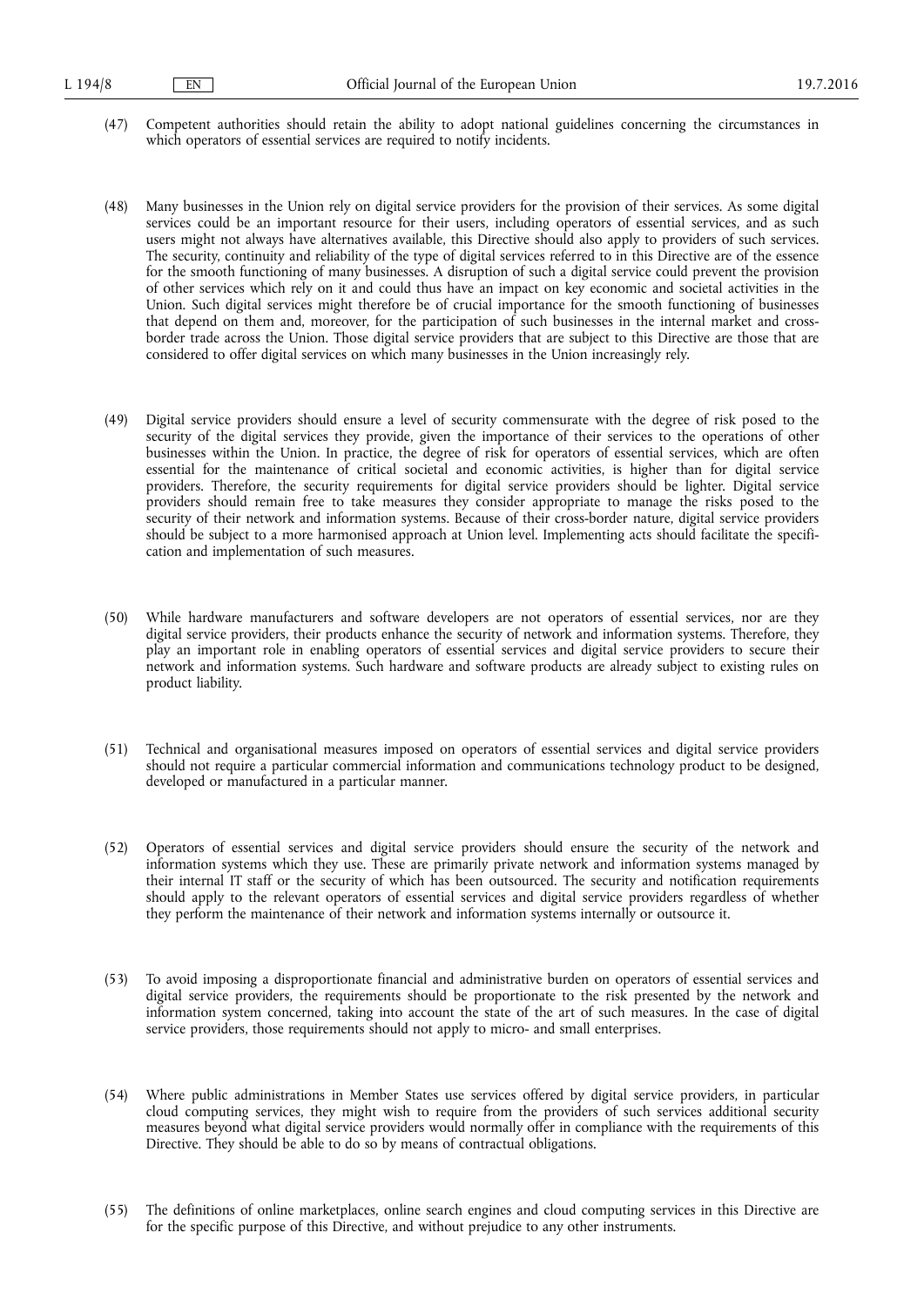(47) Competent authorities should retain the ability to adopt national guidelines concerning the circumstances in which operators of essential services are required to notify incidents.

(48) Many businesses in the Union rely on digital service providers for the provision of their services. As some digital services could be an important resource for their users, including operators of essential services, and as such users might not always have alternatives available, this Directive should also apply to providers of such services. The security, continuity and reliability of the type of digital services referred to in this Directive are of the essence for the smooth functioning of many businesses. A disruption of such a digital service could prevent the provision of other services which rely on it and could thus have an impact on key economic and societal activities in the Union. Such digital services might therefore be of crucial importance for the smooth functioning of businesses that depend on them and, moreover, for the participation of such businesses in the internal market and cross-border trade across the Union. Those digital service providers that are subject to this Directive are those that are considered to offer digital services on which many businesses in the Union increasingly rely.

(49) Digital service providers should ensure a level of security commensurate with the degree of risk posed to the security of the digital services they provide, given the importance of their services to the operations of other businesses within the Union. In practice, the degree of risk for operators of essential services, which are often essential for the maintenance of critical societal and economic activities, is higher than for digital service providers. Therefore, the security requirements for digital service providers should be lighter. Digital service providers should remain free to take measures they consider appropriate to manage the risks posed to the security of their network and information systems. Because of their cross-border nature, digital service providers should be subject to a more harmonised approach at Union level. Implementing acts should facilitate the specification and implementation of such measures.

(50) While hardware manufacturers and software developers are not operators of essential services, nor are they digital service providers, their products enhance the security of network and information systems. Therefore, they play an important role in enabling operators of essential services and digital service providers to secure their network and information systems. Such hardware and software products are already subject to existing rules on product liability.

(51) Technical and organisational measures imposed on operators of essential services and digital service providers should not require a particular commercial information and communications technology product to be designed, developed or manufactured in a particular manner.

(52) Operators of essential services and digital service providers should ensure the security of the network and information systems which they use. These are primarily private network and information systems managed by their internal IT staff or the security of which has been outsourced. The security and notification requirements should apply to the relevant operators of essential services and digital service providers regardless of whether they perform the maintenance of their network and information systems internally or outsource it.

(53) To avoid imposing a disproportionate financial and administrative burden on operators of essential services and digital service providers, the requirements should be proportionate to the risk presented by the network and information system concerned, taking into account the state of the art of such measures. In the case of digital service providers, those requirements should not apply to micro- and small enterprises.

(54) Where public administrations in Member States use services offered by digital service providers, in particular cloud computing services, they might wish to require from the providers of such services additional security measures beyond what digital service providers would normally offer in compliance with the requirements of this Directive. They should be able to do so by means of contractual obligations.

(55) The definitions of online marketplaces, online search engines and cloud computing services in this Directive are for the specific purpose of this Directive, and without prejudice to any other instruments.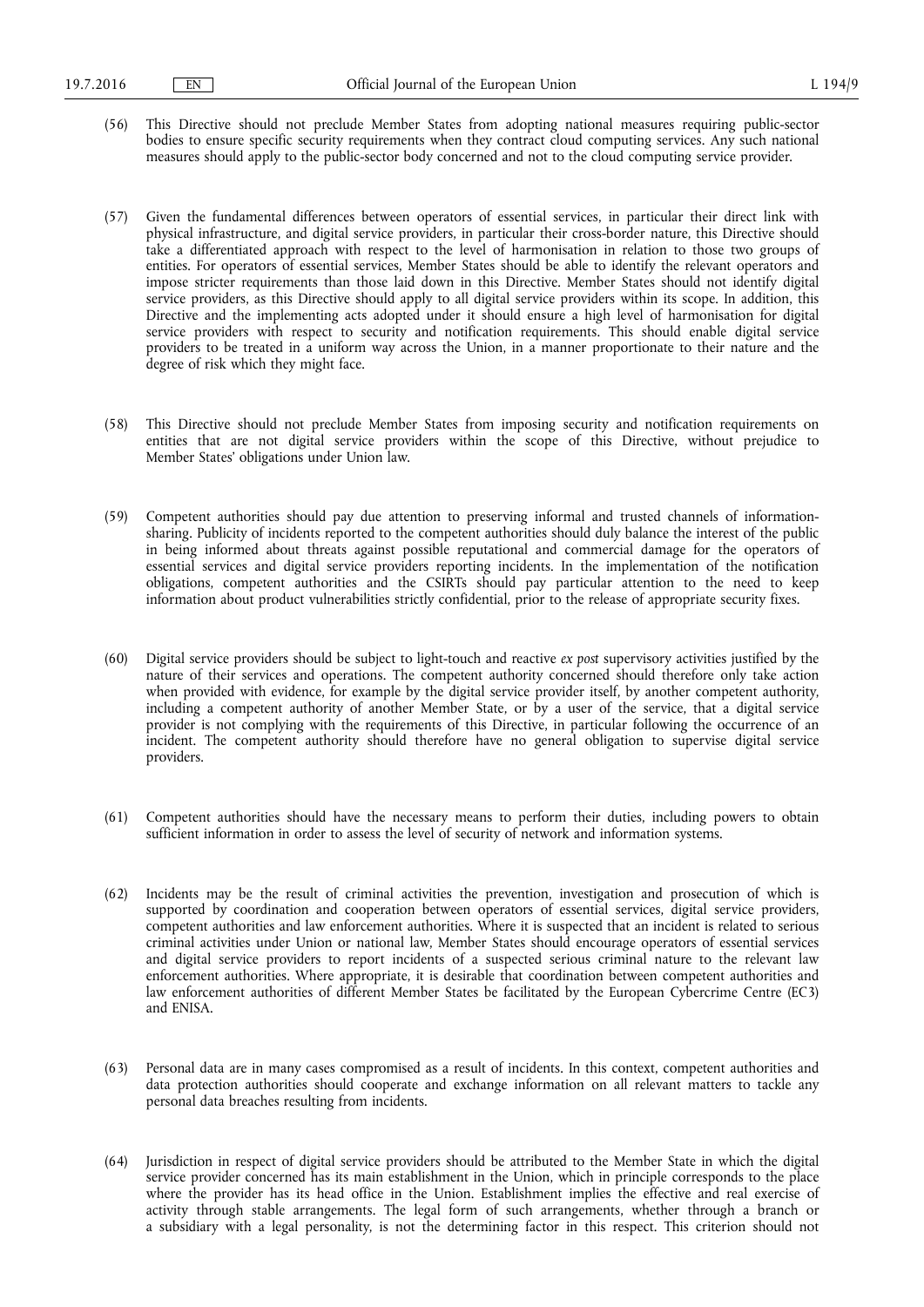(56) This Directive should not preclude Member States from adopting national measures requiring public-sector bodies to ensure specific security requirements when they contract cloud computing services. Any such national measures should apply to the public-sector body concerned and not to the cloud computing service provider.

(57) Given the fundamental differences between operators of essential services, in particular their direct link with physical infrastructure, and digital service providers, in particular their cross-border nature, this Directive should take a differentiated approach with respect to the level of harmonisation in relation to those two groups of entities. For operators of essential services, Member States should be able to identify the relevant operators and impose stricter requirements than those laid down in this Directive. Member States should not identify digital service providers, as this Directive should apply to all digital service providers within its scope. In addition, this Directive and the implementing acts adopted under it should ensure a high level of harmonisation for digital service providers with respect to security and notification requirements. This should enable digital service providers to be treated in a uniform way across the Union, in a manner proportionate to their nature and the degree of risk which they might face.

(58) This Directive should not preclude Member States from imposing security and notification requirements on entities that are not digital service providers within the scope of this Directive, without prejudice to Member States' obligations under Union law.

(59) Competent authorities should pay due attention to preserving informal and trusted channels of information-sharing. Publicity of incidents reported to the competent authorities should duly balance the interest of the public in being informed about threats against possible reputational and commercial damage for the operators of essential services and digital service providers reporting incidents. In the implementation of the notification obligations, competent authorities and the CSIRTs should pay particular attention to the need to keep information about product vulnerabilities strictly confidential, prior to the release of appropriate security fixes.

(60) Digital service providers should be subject to light-touch and reactive *ex post* supervisory activities justified by the nature of their services and operations. The competent authority concerned should therefore only take action when provided with evidence, for example by the digital service provider itself, by another competent authority, including a competent authority of another Member State, or by a user of the service, that a digital service provider is not complying with the requirements of this Directive, in particular following the occurrence of an incident. The competent authority should therefore have no general obligation to supervise digital service providers.

(61) Competent authorities should have the necessary means to perform their duties, including powers to obtain sufficient information in order to assess the level of security of network and information systems.

(62) Incidents may be the result of criminal activities the prevention, investigation and prosecution of which is supported by coordination and cooperation between operators of essential services, digital service providers, competent authorities and law enforcement authorities. Where it is suspected that an incident is related to serious criminal activities under Union or national law, Member States should encourage operators of essential services and digital service providers to report incidents of a suspected serious criminal nature to the relevant law enforcement authorities. Where appropriate, it is desirable that coordination between competent authorities and law enforcement authorities of different Member States be facilitated by the European Cybercrime Centre (EC3) and ENISA.

(63) Personal data are in many cases compromised as a result of incidents. In this context, competent authorities and data protection authorities should cooperate and exchange information on all relevant matters to tackle any personal data breaches resulting from incidents.

(64) Jurisdiction in respect of digital service providers should be attributed to the Member State in which the digital service provider concerned has its main establishment in the Union, which in principle corresponds to the place where the provider has its head office in the Union. Establishment implies the effective and real exercise of activity through stable arrangements. The legal form of such arrangements, whether through a branch or a subsidiary with a legal personality, is not the determining factor in this respect. This criterion should not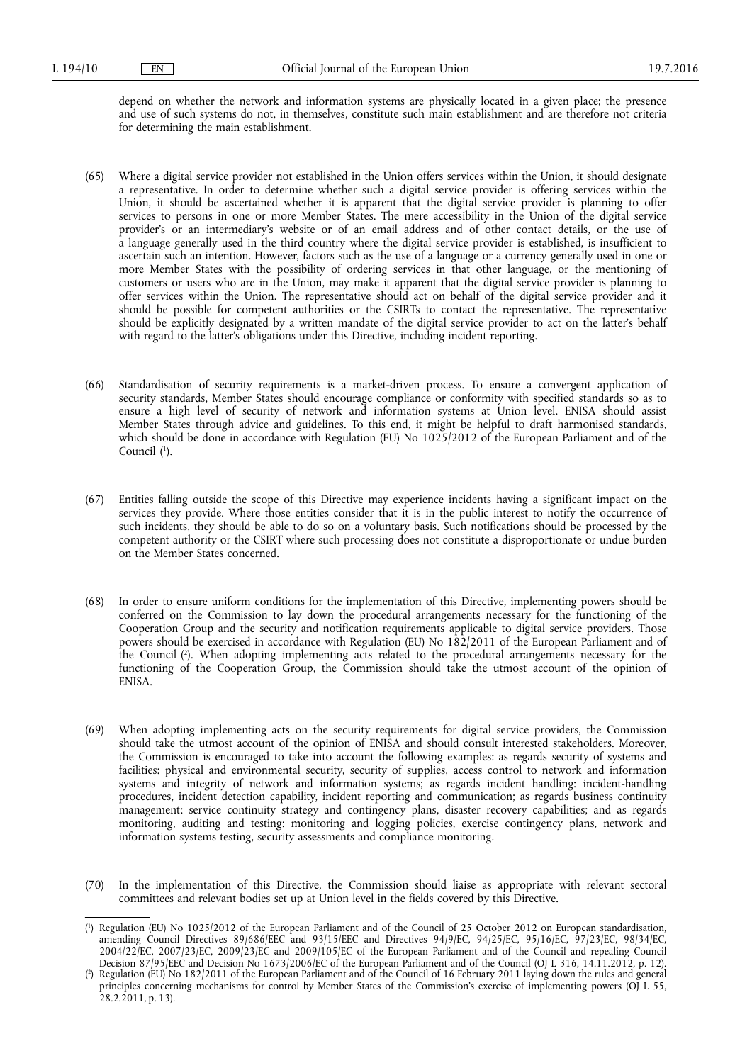depend on whether the network and information systems are physically located in a given place; the presence and use of such systems do not, in themselves, constitute such main establishment and are therefore not criteria for determining the main establishment.

(65) Where a digital service provider not established in the Union offers services within the Union, it should designate a representative. In order to determine whether such a digital service provider is offering services within the Union, it should be ascertained whether it is apparent that the digital service provider is planning to offer services to persons in one or more Member States. The mere accessibility in the Union of the digital service provider's or an intermediary's website or of an email address and of other contact details, or the use of a language generally used in the third country where the digital service provider is established, is insufficient to ascertain such an intention. However, factors such as the use of a language or a currency generally used in one or more Member States with the possibility of ordering services in that other language, or the mentioning of customers or users who are in the Union, may make it apparent that the digital service provider is planning to offer services within the Union. The representative should act on behalf of the digital service provider and it should be possible for competent authorities or the CSIRTs to contact the representative. The representative should be explicitly designated by a written mandate of the digital service provider to act on the latter's behalf with regard to the latter's obligations under this Directive, including incident reporting.

(66) Standardisation of security requirements is a market-driven process. To ensure a convergent application of security standards, Member States should encourage compliance or conformity with specified standards so as to ensure a high level of security of network and information systems at Union level. ENISA should assist Member States through advice and guidelines. To this end, it might be helpful to draft harmonised standards, which should be done in accordance with Regulation (EU) No 1025/2012 of the European Parliament and of the Council ([1]).

(67) Entities falling outside the scope of this Directive may experience incidents having a significant impact on the services they provide. Where those entities consider that it is in the public interest to notify the occurrence of such incidents, they should be able to do so on a voluntary basis. Such notifications should be processed by the competent authority or the CSIRT where such processing does not constitute a disproportionate or undue burden on the Member States concerned.

(68) In order to ensure uniform conditions for the implementation of this Directive, implementing powers should be conferred on the Commission to lay down the procedural arrangements necessary for the functioning of the Cooperation Group and the security and notification requirements applicable to digital service providers. Those powers should be exercised in accordance with Regulation (EU) No 182/2011 of the European Parliament and of the Council ([2]). When adopting implementing acts related to the procedural arrangements necessary for the functioning of the Cooperation Group, the Commission should take the utmost account of the opinion of ENISA.

(69) When adopting implementing acts on the security requirements for digital service providers, the Commission should take the utmost account of the opinion of ENISA and should consult interested stakeholders. Moreover, the Commission is encouraged to take into account the following examples: as regards security of systems and facilities: physical and environmental security, security of supplies, access control to network and information systems and integrity of network and information systems; as regards incident handling: incident-handling procedures, incident detection capability, incident reporting and communication; as regards business continuity management: service continuity strategy and contingency plans, disaster recovery capabilities; and as regards monitoring, auditing and testing: monitoring and logging policies, exercise contingency plans, network and information systems testing, security assessments and compliance monitoring.

(70) In the implementation of this Directive, the Commission should liaise as appropriate with relevant sectoral committees and relevant bodies set up at Union level in the fields covered by this Directive.

---

([1]) Regulation (EU) No 1025/2012 of the European Parliament and of the Council of 25 October 2012 on European standardisation, amending Council Directives 89/686/EEC and 93/15/EEC and Directives 94/9/EC, 94/25/EC, 95/16/EC, 97/23/EC, 98/34/EC, 2004/22/EC, 2007/23/EC, 2009/23/EC and 2009/105/EC of the European Parliament and of the Council and repealing Council Decision 87/95/EEC and Decision No 1673/2006/EC of the European Parliament and of the Council (OJ L 316, 14.11.2012, p. 12).

([2]) Regulation (EU) No 182/2011 of the European Parliament and of the Council of 16 February 2011 laying down the rules and general principles concerning mechanisms for control by Member States of the Commission's exercise of implementing powers (OJ L 55, 28.2.2011, p. 13).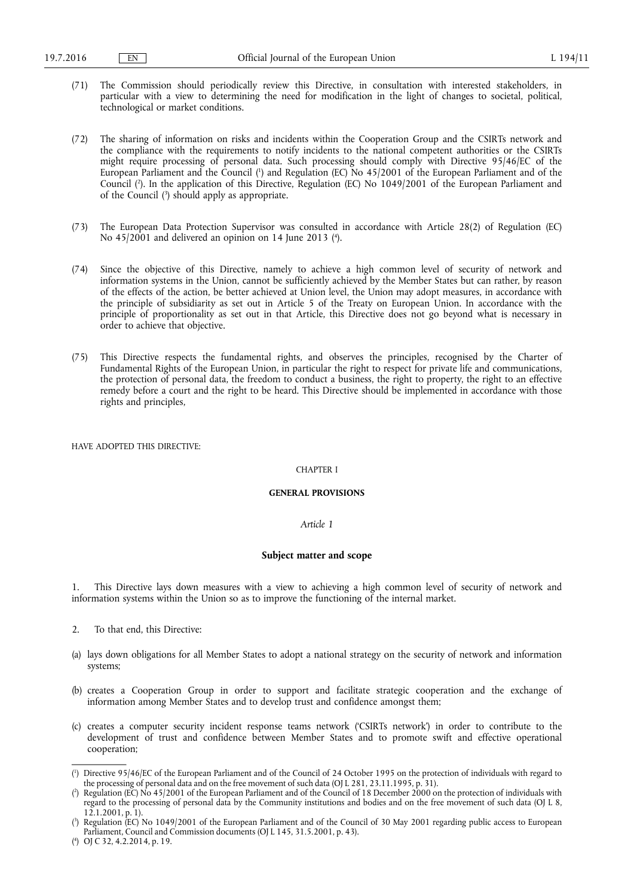(71) The Commission should periodically review this Directive, in consultation with interested stakeholders, in particular with a view to determining the need for modification in the light of changes to societal, political, technological or market conditions.

(72) The sharing of information on risks and incidents within the Cooperation Group and the CSIRTs network and the compliance with the requirements to notify incidents to the national competent authorities or the CSIRTs might require processing of personal data. Such processing should comply with Directive 95/46/EC of the European Parliament and the Council [1] and Regulation (EC) No 45/2001 of the European Parliament and of the Council [2]. In the application of this Directive, Regulation (EC) No 1049/2001 of the European Parliament and of the Council [3] should apply as appropriate.

(73) The European Data Protection Supervisor was consulted in accordance with Article 28(2) of Regulation (EC) No 45/2001 and delivered an opinion on 14 June 2013 [4].

(74) Since the objective of this Directive, namely to achieve a high common level of security of network and information systems in the Union, cannot be sufficiently achieved by the Member States but can rather, by reason of the effects of the action, be better achieved at Union level, the Union may adopt measures, in accordance with the principle of subsidiarity as set out in Article 5 of the Treaty on European Union. In accordance with the principle of proportionality as set out in that Article, this Directive does not go beyond what is necessary in order to achieve that objective.

(75) This Directive respects the fundamental rights, and observes the principles, recognised by the Charter of Fundamental Rights of the European Union, in particular the right to respect for private life and communications, the protection of personal data, the freedom to conduct a business, the right to property, the right to an effective remedy before a court and the right to be heard. This Directive should be implemented in accordance with those rights and principles,

HAVE ADOPTED THIS DIRECTIVE:

CHAPTER I

**GENERAL PROVISIONS**

*Article 1*

**Subject matter and scope**

1. This Directive lays down measures with a view to achieving a high common level of security of network and information systems within the Union so as to improve the functioning of the internal market.

2. To that end, this Directive:

(a) lays down obligations for all Member States to adopt a national strategy on the security of network and information systems;

(b) creates a Cooperation Group in order to support and facilitate strategic cooperation and the exchange of information among Member States and to develop trust and confidence amongst them;

(c) creates a computer security incident response teams network ('CSIRTs network') in order to contribute to the development of trust and confidence between Member States and to promote swift and effective operational cooperation;

---

[1] Directive 95/46/EC of the European Parliament and of the Council of 24 October 1995 on the protection of individuals with regard to the processing of personal data and on the free movement of such data (OJ L 281, 23.11.1995, p. 31).

[2] Regulation (EC) No 45/2001 of the European Parliament and of the Council of 18 December 2000 on the protection of individuals with regard to the processing of personal data by the Community institutions and bodies and on the free movement of such data (OJ L 8, 12.1.2001, p. 1).

[3] Regulation (EC) No 1049/2001 of the European Parliament and of the Council of 30 May 2001 regarding public access to European Parliament, Council and Commission documents (OJ L 145, 31.5.2001, p. 43).

[4] OJ C 32, 4.2.2014, p. 19.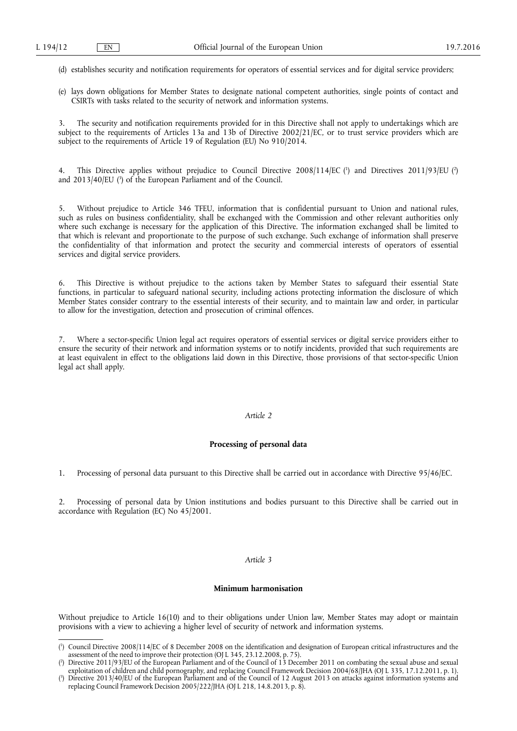(d) establishes security and notification requirements for operators of essential services and for digital service providers;

(e) lays down obligations for Member States to designate national competent authorities, single points of contact and CSIRTs with tasks related to the security of network and information systems.

3. The security and notification requirements provided for in this Directive shall not apply to undertakings which are subject to the requirements of Articles 13a and 13b of Directive 2002/21/EC, or to trust service providers which are subject to the requirements of Article 19 of Regulation (EU) No 910/2014.

4. This Directive applies without prejudice to Council Directive 2008/114/EC [1] and Directives 2011/93/EU [2] and 2013/40/EU [3] of the European Parliament and of the Council.

5. Without prejudice to Article 346 TFEU, information that is confidential pursuant to Union and national rules, such as rules on business confidentiality, shall be exchanged with the Commission and other relevant authorities only where such exchange is necessary for the application of this Directive. The information exchanged shall be limited to that which is relevant and proportionate to the purpose of such exchange. Such exchange of information shall preserve the confidentiality of that information and protect the security and commercial interests of operators of essential services and digital service providers.

6. This Directive is without prejudice to the actions taken by Member States to safeguard their essential State functions, in particular to safeguard national security, including actions protecting information the disclosure of which Member States consider contrary to the essential interests of their security, and to maintain law and order, in particular to allow for the investigation, detection and prosecution of criminal offences.

7. Where a sector-specific Union legal act requires operators of essential services or digital service providers either to ensure the security of their network and information systems or to notify incidents, provided that such requirements are at least equivalent in effect to the obligations laid down in this Directive, those provisions of that sector-specific Union legal act shall apply.

*Article 2*

**Processing of personal data**

1. Processing of personal data pursuant to this Directive shall be carried out in accordance with Directive 95/46/EC.

2. Processing of personal data by Union institutions and bodies pursuant to this Directive shall be carried out in accordance with Regulation (EC) No 45/2001.

*Article 3*

**Minimum harmonisation**

Without prejudice to Article 16(10) and to their obligations under Union law, Member States may adopt or maintain provisions with a view to achieving a higher level of security of network and information systems.

---

[1] Council Directive 2008/114/EC of 8 December 2008 on the identification and designation of European critical infrastructures and the assessment of the need to improve their protection (OJ L 345, 23.12.2008, p. 75).

[2] Directive 2011/93/EU of the European Parliament and of the Council of 13 December 2011 on combating the sexual abuse and sexual exploitation of children and child pornography, and replacing Council Framework Decision 2004/68/JHA (OJ L 335, 17.12.2011, p. 1).

[3] Directive 2013/40/EU of the European Parliament and of the Council of 12 August 2013 on attacks against information systems and replacing Council Framework Decision 2005/222/JHA (OJ L 218, 14.8.2013, p. 8).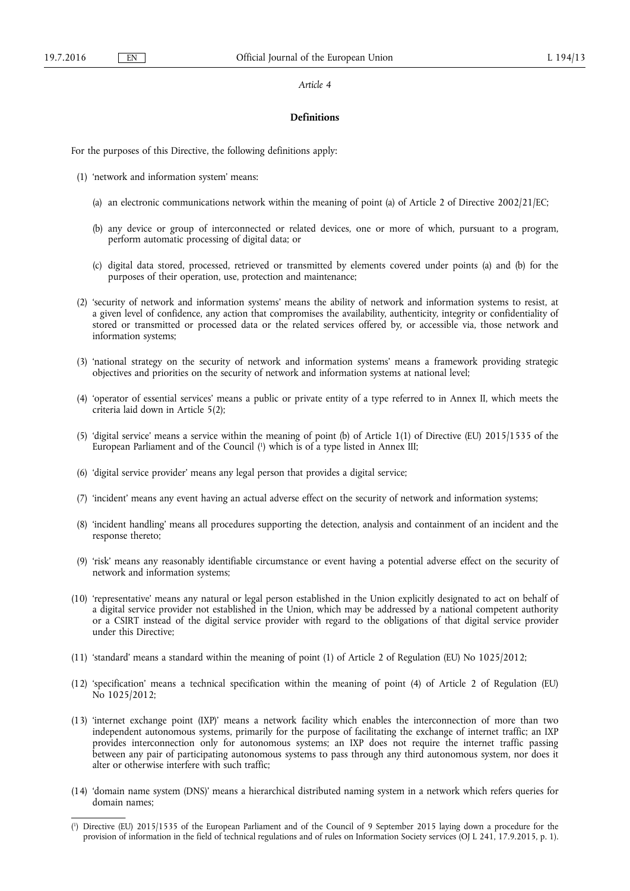*Article 4*

**Definitions**

For the purposes of this Directive, the following definitions apply:

(1) 'network and information system' means:

(a) an electronic communications network within the meaning of point (a) of Article 2 of Directive 2002/21/EC;

(b) any device or group of interconnected or related devices, one or more of which, pursuant to a program, perform automatic processing of digital data; or

(c) digital data stored, processed, retrieved or transmitted by elements covered under points (a) and (b) for the purposes of their operation, use, protection and maintenance;

(2) 'security of network and information systems' means the ability of network and information systems to resist, at a given level of confidence, any action that compromises the availability, authenticity, integrity or confidentiality of stored or transmitted or processed data or the related services offered by, or accessible via, those network and information systems;

(3) 'national strategy on the security of network and information systems' means a framework providing strategic objectives and priorities on the security of network and information systems at national level;

(4) 'operator of essential services' means a public or private entity of a type referred to in Annex II, which meets the criteria laid down in Article 5(2);

(5) 'digital service' means a service within the meaning of point (b) of Article 1(1) of Directive (EU) 2015/1535 of the European Parliament and of the Council [1] which is of a type listed in Annex III;

(6) 'digital service provider' means any legal person that provides a digital service;

(7) 'incident' means any event having an actual adverse effect on the security of network and information systems;

(8) 'incident handling' means all procedures supporting the detection, analysis and containment of an incident and the response thereto;

(9) 'risk' means any reasonably identifiable circumstance or event having a potential adverse effect on the security of network and information systems;

(10) 'representative' means any natural or legal person established in the Union explicitly designated to act on behalf of a digital service provider not established in the Union, which may be addressed by a national competent authority or a CSIRT instead of the digital service provider with regard to the obligations of that digital service provider under this Directive;

(11) 'standard' means a standard within the meaning of point (1) of Article 2 of Regulation (EU) No 1025/2012;

(12) 'specification' means a technical specification within the meaning of point (4) of Article 2 of Regulation (EU) No 1025/2012;

(13) 'internet exchange point (IXP)' means a network facility which enables the interconnection of more than two independent autonomous systems, primarily for the purpose of facilitating the exchange of internet traffic; an IXP provides interconnection only for autonomous systems; an IXP does not require the internet traffic passing between any pair of participating autonomous systems to pass through any third autonomous system, nor does it alter or otherwise interfere with such traffic;

(14) 'domain name system (DNS)' means a hierarchical distributed naming system in a network which refers queries for domain names;

---

[1] Directive (EU) 2015/1535 of the European Parliament and of the Council of 9 September 2015 laying down a procedure for the provision of information in the field of technical regulations and of rules on Information Society services (OJ L 241, 17.9.2015, p. 1).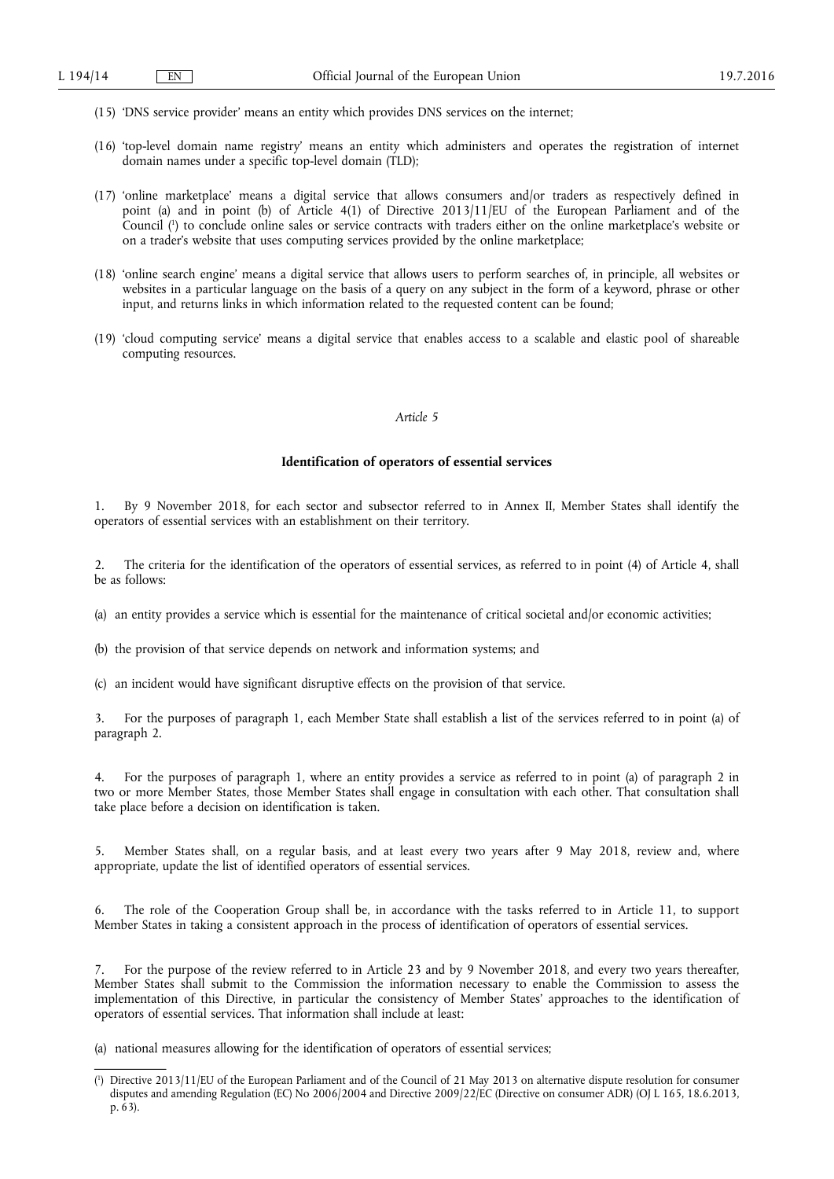(15) 'DNS service provider' means an entity which provides DNS services on the internet;

(16) 'top-level domain name registry' means an entity which administers and operates the registration of internet domain names under a specific top-level domain (TLD);

(17) 'online marketplace' means a digital service that allows consumers and/or traders as respectively defined in point (a) and in point (b) of Article 4(1) of Directive 2013/11/EU of the European Parliament and of the Council [1] to conclude online sales or service contracts with traders either on the online marketplace's website or on a trader's website that uses computing services provided by the online marketplace;

(18) 'online search engine' means a digital service that allows users to perform searches of, in principle, all websites or websites in a particular language on the basis of a query on any subject in the form of a keyword, phrase or other input, and returns links in which information related to the requested content can be found;

(19) 'cloud computing service' means a digital service that enables access to a scalable and elastic pool of shareable computing resources.

*Article 5*

**Identification of operators of essential services**

1. By 9 November 2018, for each sector and subsector referred to in Annex II, Member States shall identify the operators of essential services with an establishment on their territory.

2. The criteria for the identification of the operators of essential services, as referred to in point (4) of Article 4, shall be as follows:

(a) an entity provides a service which is essential for the maintenance of critical societal and/or economic activities;

(b) the provision of that service depends on network and information systems; and

(c) an incident would have significant disruptive effects on the provision of that service.

3. For the purposes of paragraph 1, each Member State shall establish a list of the services referred to in point (a) of paragraph 2.

4. For the purposes of paragraph 1, where an entity provides a service as referred to in point (a) of paragraph 2 in two or more Member States, those Member States shall engage in consultation with each other. That consultation shall take place before a decision on identification is taken.

5. Member States shall, on a regular basis, and at least every two years after 9 May 2018, review and, where appropriate, update the list of identified operators of essential services.

6. The role of the Cooperation Group shall be, in accordance with the tasks referred to in Article 11, to support Member States in taking a consistent approach in the process of identification of operators of essential services.

7. For the purpose of the review referred to in Article 23 and by 9 November 2018, and every two years thereafter, Member States shall submit to the Commission the information necessary to enable the Commission to assess the implementation of this Directive, in particular the consistency of Member States' approaches to the identification of operators of essential services. That information shall include at least:

(a) national measures allowing for the identification of operators of essential services;

---

[1] Directive 2013/11/EU of the European Parliament and of the Council of 21 May 2013 on alternative dispute resolution for consumer disputes and amending Regulation (EC) No 2006/2004 and Directive 2009/22/EC (Directive on consumer ADR) (OJ L 165, 18.6.2013, p. 63).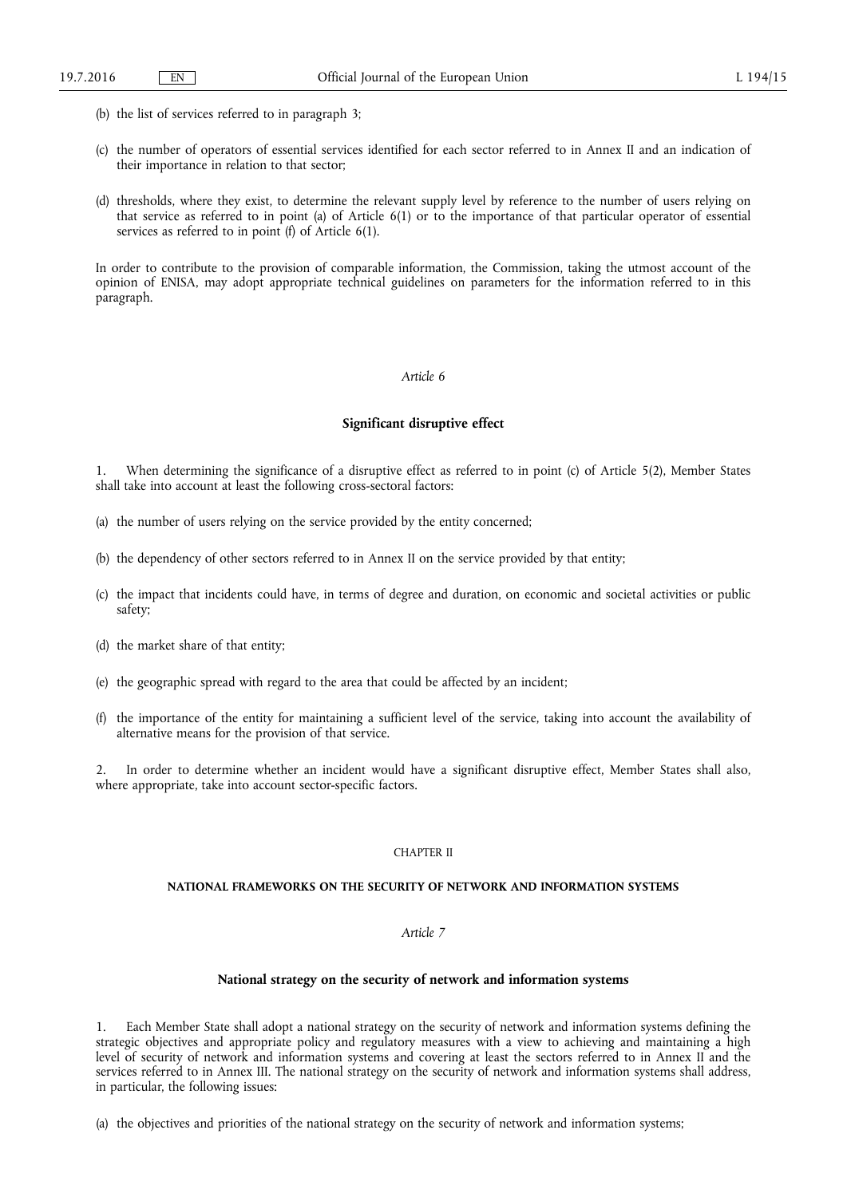(b) the list of services referred to in paragraph 3;

(c) the number of operators of essential services identified for each sector referred to in Annex II and an indication of their importance in relation to that sector;

(d) thresholds, where they exist, to determine the relevant supply level by reference to the number of users relying on that service as referred to in point (a) of Article 6(1) or to the importance of that particular operator of essential services as referred to in point (f) of Article 6(1).

In order to contribute to the provision of comparable information, the Commission, taking the utmost account of the opinion of ENISA, may adopt appropriate technical guidelines on parameters for the information referred to in this paragraph.

*Article 6*

**Significant disruptive effect**

1. When determining the significance of a disruptive effect as referred to in point (c) of Article 5(2), Member States shall take into account at least the following cross-sectoral factors:

(a) the number of users relying on the service provided by the entity concerned;

(b) the dependency of other sectors referred to in Annex II on the service provided by that entity;

(c) the impact that incidents could have, in terms of degree and duration, on economic and societal activities or public safety;

(d) the market share of that entity;

(e) the geographic spread with regard to the area that could be affected by an incident;

(f) the importance of the entity for maintaining a sufficient level of the service, taking into account the availability of alternative means for the provision of that service.

2. In order to determine whether an incident would have a significant disruptive effect, Member States shall also, where appropriate, take into account sector-specific factors.

CHAPTER II

**NATIONAL FRAMEWORKS ON THE SECURITY OF NETWORK AND INFORMATION SYSTEMS**

*Article 7*

**National strategy on the security of network and information systems**

1. Each Member State shall adopt a national strategy on the security of network and information systems defining the strategic objectives and appropriate policy and regulatory measures with a view to achieving and maintaining a high level of security of network and information systems and covering at least the sectors referred to in Annex II and the services referred to in Annex III. The national strategy on the security of network and information systems shall address, in particular, the following issues:

(a) the objectives and priorities of the national strategy on the security of network and information systems;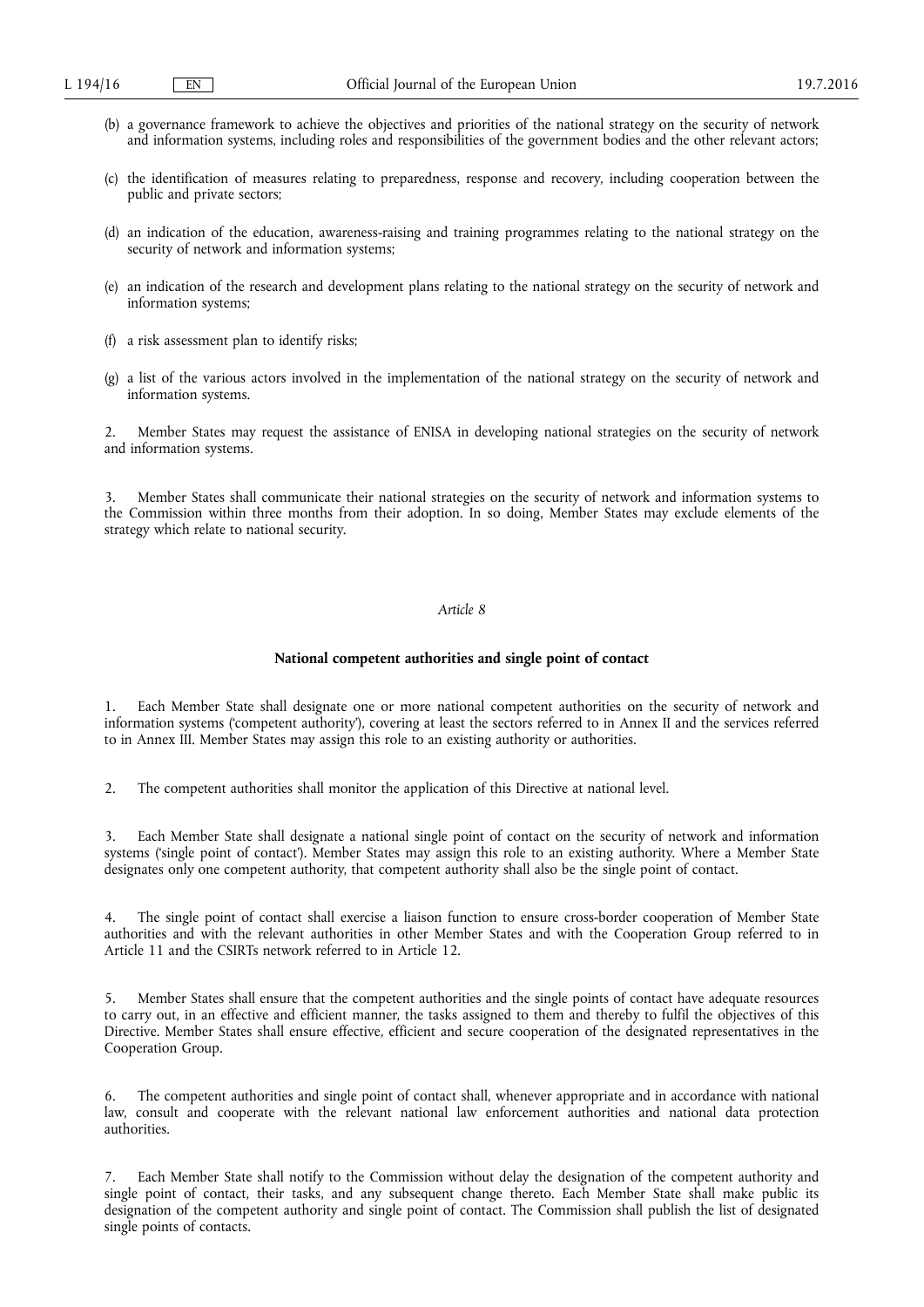(b) a governance framework to achieve the objectives and priorities of the national strategy on the security of network and information systems, including roles and responsibilities of the government bodies and the other relevant actors;

(c) the identification of measures relating to preparedness, response and recovery, including cooperation between the public and private sectors;

(d) an indication of the education, awareness-raising and training programmes relating to the national strategy on the security of network and information systems;

(e) an indication of the research and development plans relating to the national strategy on the security of network and information systems;

(f) a risk assessment plan to identify risks;

(g) a list of the various actors involved in the implementation of the national strategy on the security of network and information systems.

2. Member States may request the assistance of ENISA in developing national strategies on the security of network and information systems.

3. Member States shall communicate their national strategies on the security of network and information systems to the Commission within three months from their adoption. In so doing, Member States may exclude elements of the strategy which relate to national security.

*Article 8*

**National competent authorities and single point of contact**

1. Each Member State shall designate one or more national competent authorities on the security of network and information systems ('competent authority'), covering at least the sectors referred to in Annex II and the services referred to in Annex III. Member States may assign this role to an existing authority or authorities.

2. The competent authorities shall monitor the application of this Directive at national level.

3. Each Member State shall designate a national single point of contact on the security of network and information systems ('single point of contact'). Member States may assign this role to an existing authority. Where a Member State designates only one competent authority, that competent authority shall also be the single point of contact.

4. The single point of contact shall exercise a liaison function to ensure cross-border cooperation of Member State authorities and with the relevant authorities in other Member States and with the Cooperation Group referred to in Article 11 and the CSIRTs network referred to in Article 12.

5. Member States shall ensure that the competent authorities and the single points of contact have adequate resources to carry out, in an effective and efficient manner, the tasks assigned to them and thereby to fulfil the objectives of this Directive. Member States shall ensure effective, efficient and secure cooperation of the designated representatives in the Cooperation Group.

6. The competent authorities and single point of contact shall, whenever appropriate and in accordance with national law, consult and cooperate with the relevant national law enforcement authorities and national data protection authorities.

7. Each Member State shall notify to the Commission without delay the designation of the competent authority and single point of contact, their tasks, and any subsequent change thereto. Each Member State shall make public its designation of the competent authority and single point of contact. The Commission shall publish the list of designated single points of contacts.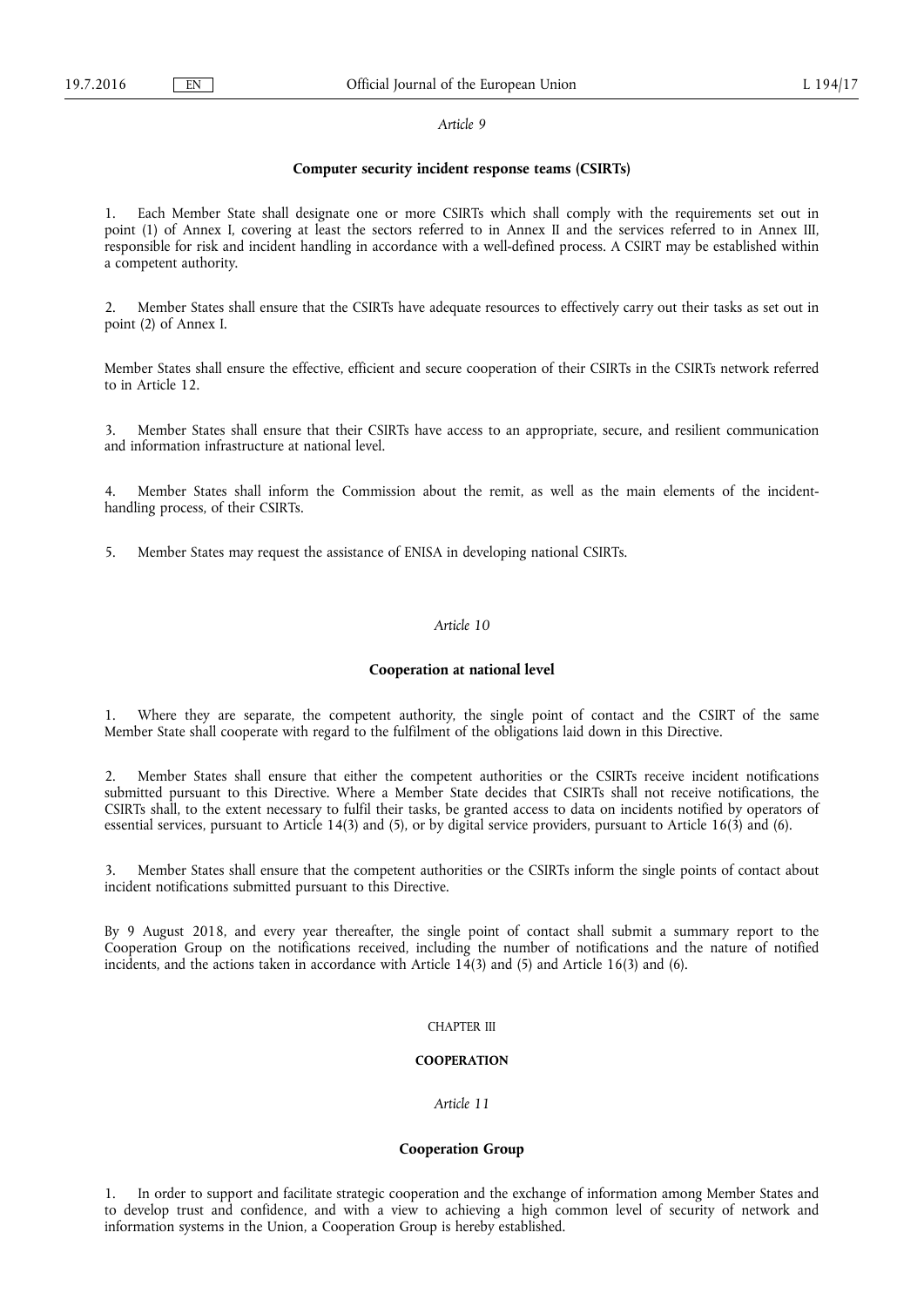*Article 9*

**Computer security incident response teams (CSIRTs)**

1. Each Member State shall designate one or more CSIRTs which shall comply with the requirements set out in point (1) of Annex I, covering at least the sectors referred to in Annex II and the services referred to in Annex III, responsible for risk and incident handling in accordance with a well-defined process. A CSIRT may be established within a competent authority.

2. Member States shall ensure that the CSIRTs have adequate resources to effectively carry out their tasks as set out in point (2) of Annex I.

Member States shall ensure the effective, efficient and secure cooperation of their CSIRTs in the CSIRTs network referred to in Article 12.

3. Member States shall ensure that their CSIRTs have access to an appropriate, secure, and resilient communication and information infrastructure at national level.

4. Member States shall inform the Commission about the remit, as well as the main elements of the incident-handling process, of their CSIRTs.

5. Member States may request the assistance of ENISA in developing national CSIRTs.

*Article 10*

**Cooperation at national level**

1. Where they are separate, the competent authority, the single point of contact and the CSIRT of the same Member State shall cooperate with regard to the fulfilment of the obligations laid down in this Directive.

2. Member States shall ensure that either the competent authorities or the CSIRTs receive incident notifications submitted pursuant to this Directive. Where a Member State decides that CSIRTs shall not receive notifications, the CSIRTs shall, to the extent necessary to fulfil their tasks, be granted access to data on incidents notified by operators of essential services, pursuant to Article 14(3) and (5), or by digital service providers, pursuant to Article 16(3) and (6).

3. Member States shall ensure that the competent authorities or the CSIRTs inform the single points of contact about incident notifications submitted pursuant to this Directive.

By 9 August 2018, and every year thereafter, the single point of contact shall submit a summary report to the Cooperation Group on the notifications received, including the number of notifications and the nature of notified incidents, and the actions taken in accordance with Article 14(3) and (5) and Article 16(3) and (6).

CHAPTER III

**COOPERATION**

*Article 11*

**Cooperation Group**

1. In order to support and facilitate strategic cooperation and the exchange of information among Member States and to develop trust and confidence, and with a view to achieving a high common level of security of network and information systems in the Union, a Cooperation Group is hereby established.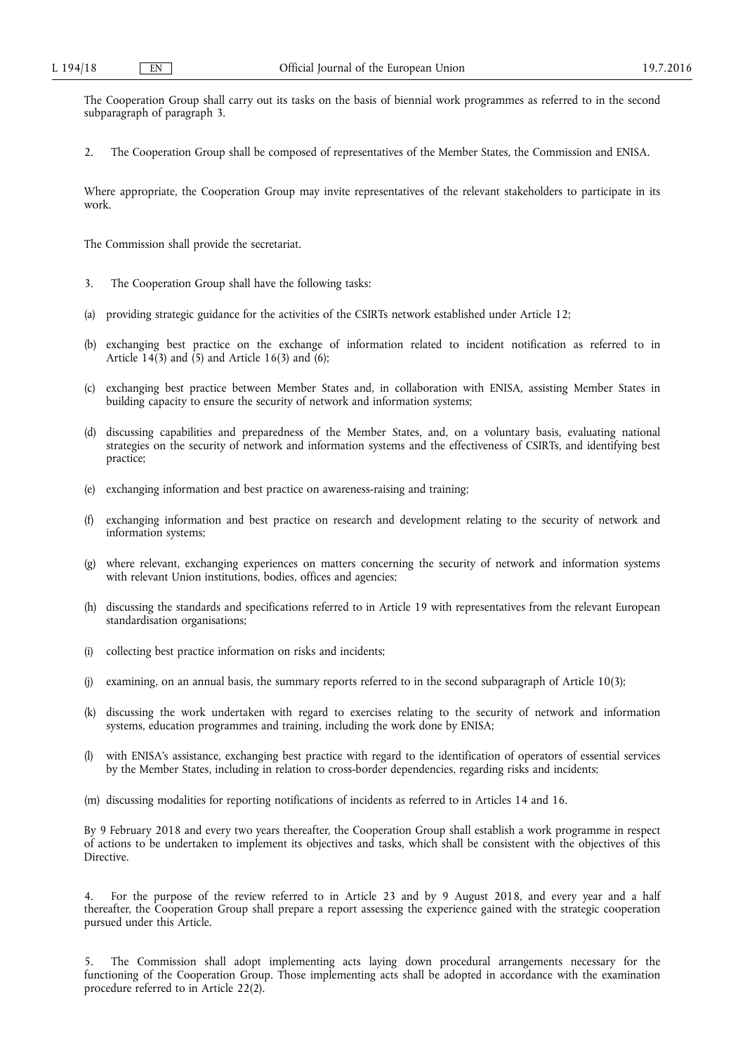The Cooperation Group shall carry out its tasks on the basis of biennial work programmes as referred to in the second subparagraph of paragraph 3.

2. The Cooperation Group shall be composed of representatives of the Member States, the Commission and ENISA.

Where appropriate, the Cooperation Group may invite representatives of the relevant stakeholders to participate in its work.

The Commission shall provide the secretariat.

3. The Cooperation Group shall have the following tasks:

(a) providing strategic guidance for the activities of the CSIRTs network established under Article 12;

(b) exchanging best practice on the exchange of information related to incident notification as referred to in Article 14(3) and (5) and Article 16(3) and (6);

(c) exchanging best practice between Member States and, in collaboration with ENISA, assisting Member States in building capacity to ensure the security of network and information systems;

(d) discussing capabilities and preparedness of the Member States, and, on a voluntary basis, evaluating national strategies on the security of network and information systems and the effectiveness of CSIRTs, and identifying best practice;

(e) exchanging information and best practice on awareness-raising and training;

(f) exchanging information and best practice on research and development relating to the security of network and information systems;

(g) where relevant, exchanging experiences on matters concerning the security of network and information systems with relevant Union institutions, bodies, offices and agencies;

(h) discussing the standards and specifications referred to in Article 19 with representatives from the relevant European standardisation organisations;

(i) collecting best practice information on risks and incidents;

(j) examining, on an annual basis, the summary reports referred to in the second subparagraph of Article 10(3);

(k) discussing the work undertaken with regard to exercises relating to the security of network and information systems, education programmes and training, including the work done by ENISA;

(l) with ENISA's assistance, exchanging best practice with regard to the identification of operators of essential services by the Member States, including in relation to cross-border dependencies, regarding risks and incidents;

(m) discussing modalities for reporting notifications of incidents as referred to in Articles 14 and 16.

By 9 February 2018 and every two years thereafter, the Cooperation Group shall establish a work programme in respect of actions to be undertaken to implement its objectives and tasks, which shall be consistent with the objectives of this Directive.

4. For the purpose of the review referred to in Article 23 and by 9 August 2018, and every year and a half thereafter, the Cooperation Group shall prepare a report assessing the experience gained with the strategic cooperation pursued under this Article.

5. The Commission shall adopt implementing acts laying down procedural arrangements necessary for the functioning of the Cooperation Group. Those implementing acts shall be adopted in accordance with the examination procedure referred to in Article 22(2).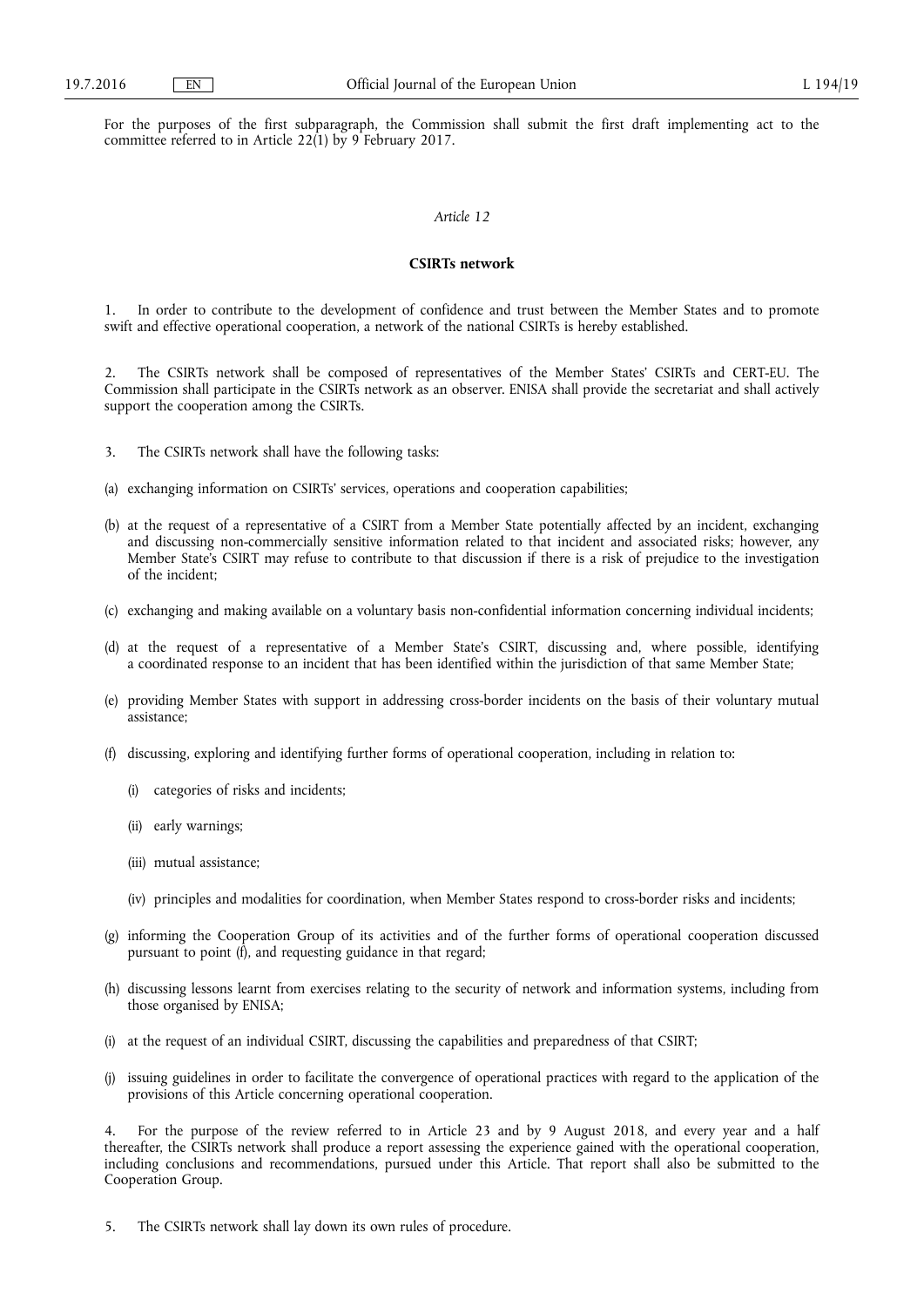For the purposes of the first subparagraph, the Commission shall submit the first draft implementing act to the committee referred to in Article 22(1) by 9 February 2017.

*Article 12*

**CSIRTs network**

1. In order to contribute to the development of confidence and trust between the Member States and to promote swift and effective operational cooperation, a network of the national CSIRTs is hereby established.

2. The CSIRTs network shall be composed of representatives of the Member States' CSIRTs and CERT-EU. The Commission shall participate in the CSIRTs network as an observer. ENISA shall provide the secretariat and shall actively support the cooperation among the CSIRTs.

3. The CSIRTs network shall have the following tasks:

(a) exchanging information on CSIRTs' services, operations and cooperation capabilities;

(b) at the request of a representative of a CSIRT from a Member State potentially affected by an incident, exchanging and discussing non-commercially sensitive information related to that incident and associated risks; however, any Member State's CSIRT may refuse to contribute to that discussion if there is a risk of prejudice to the investigation of the incident;

(c) exchanging and making available on a voluntary basis non-confidential information concerning individual incidents;

(d) at the request of a representative of a Member State's CSIRT, discussing and, where possible, identifying a coordinated response to an incident that has been identified within the jurisdiction of that same Member State;

(e) providing Member States with support in addressing cross-border incidents on the basis of their voluntary mutual assistance;

(f) discussing, exploring and identifying further forms of operational cooperation, including in relation to:

   (i) categories of risks and incidents;

   (ii) early warnings;

   (iii) mutual assistance;

   (iv) principles and modalities for coordination, when Member States respond to cross-border risks and incidents;

(g) informing the Cooperation Group of its activities and of the further forms of operational cooperation discussed pursuant to point (f), and requesting guidance in that regard;

(h) discussing lessons learnt from exercises relating to the security of network and information systems, including from those organised by ENISA;

(i) at the request of an individual CSIRT, discussing the capabilities and preparedness of that CSIRT;

(j) issuing guidelines in order to facilitate the convergence of operational practices with regard to the application of the provisions of this Article concerning operational cooperation.

4. For the purpose of the review referred to in Article 23 and by 9 August 2018, and every year and a half thereafter, the CSIRTs network shall produce a report assessing the experience gained with the operational cooperation, including conclusions and recommendations, pursued under this Article. That report shall also be submitted to the Cooperation Group.

5. The CSIRTs network shall lay down its own rules of procedure.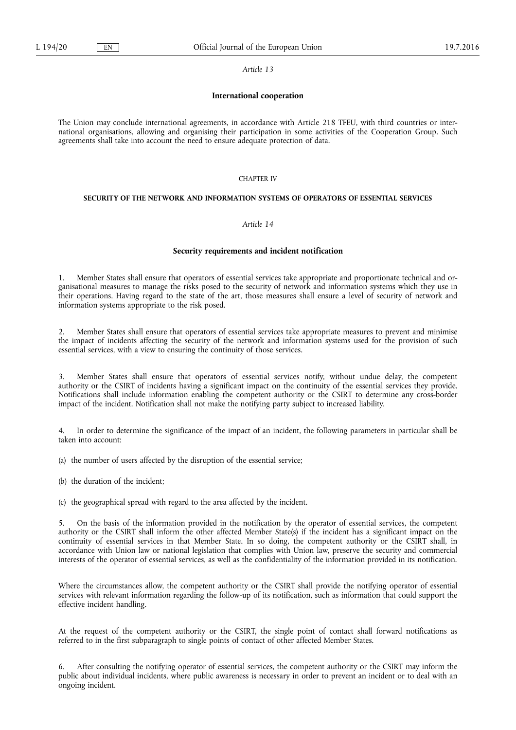*Article 13*

**International cooperation**

The Union may conclude international agreements, in accordance with Article 218 TFEU, with third countries or international organisations, allowing and organising their participation in some activities of the Cooperation Group. Such agreements shall take into account the need to ensure adequate protection of data.

CHAPTER IV

**SECURITY OF THE NETWORK AND INFORMATION SYSTEMS OF OPERATORS OF ESSENTIAL SERVICES**

*Article 14*

**Security requirements and incident notification**

1. Member States shall ensure that operators of essential services take appropriate and proportionate technical and organisational measures to manage the risks posed to the security of network and information systems which they use in their operations. Having regard to the state of the art, those measures shall ensure a level of security of network and information systems appropriate to the risk posed.

2. Member States shall ensure that operators of essential services take appropriate measures to prevent and minimise the impact of incidents affecting the security of the network and information systems used for the provision of such essential services, with a view to ensuring the continuity of those services.

3. Member States shall ensure that operators of essential services notify, without undue delay, the competent authority or the CSIRT of incidents having a significant impact on the continuity of the essential services they provide. Notifications shall include information enabling the competent authority or the CSIRT to determine any cross-border impact of the incident. Notification shall not make the notifying party subject to increased liability.

4. In order to determine the significance of the impact of an incident, the following parameters in particular shall be taken into account:

(a) the number of users affected by the disruption of the essential service;

(b) the duration of the incident;

(c) the geographical spread with regard to the area affected by the incident.

5. On the basis of the information provided in the notification by the operator of essential services, the competent authority or the CSIRT shall inform the other affected Member State(s) if the incident has a significant impact on the continuity of essential services in that Member State. In so doing, the competent authority or the CSIRT shall, in accordance with Union law or national legislation that complies with Union law, preserve the security and commercial interests of the operator of essential services, as well as the confidentiality of the information provided in its notification.

Where the circumstances allow, the competent authority or the CSIRT shall provide the notifying operator of essential services with relevant information regarding the follow-up of its notification, such as information that could support the effective incident handling.

At the request of the competent authority or the CSIRT, the single point of contact shall forward notifications as referred to in the first subparagraph to single points of contact of other affected Member States.

6. After consulting the notifying operator of essential services, the competent authority or the CSIRT may inform the public about individual incidents, where public awareness is necessary in order to prevent an incident or to deal with an ongoing incident.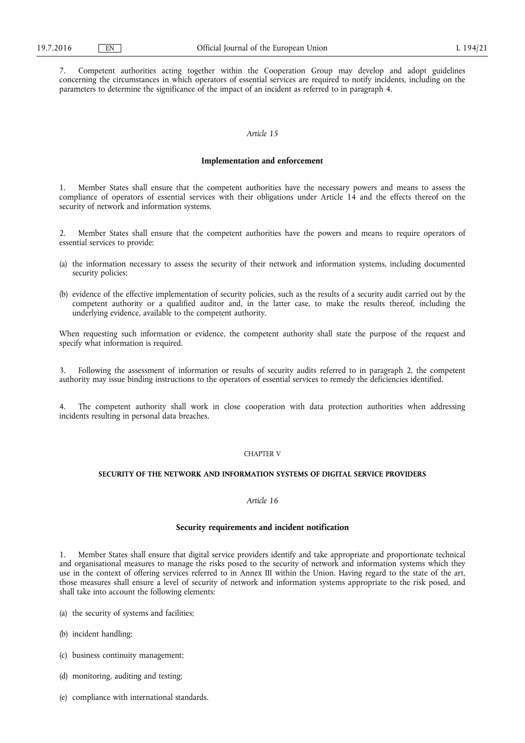7. Competent authorities acting together within the Cooperation Group may develop and adopt guidelines concerning the circumstances in which operators of essential services are required to notify incidents, including on the parameters to determine the significance of the impact of an incident as referred to in paragraph 4.

*Article 15*

**Implementation and enforcement**

1. Member States shall ensure that the competent authorities have the necessary powers and means to assess the compliance of operators of essential services with their obligations under Article 14 and the effects thereof on the security of network and information systems.

2. Member States shall ensure that the competent authorities have the powers and means to require operators of essential services to provide:

(a) the information necessary to assess the security of their network and information systems, including documented security policies;

(b) evidence of the effective implementation of security policies, such as the results of a security audit carried out by the competent authority or a qualified auditor and, in the latter case, to make the results thereof, including the underlying evidence, available to the competent authority.

When requesting such information or evidence, the competent authority shall state the purpose of the request and specify what information is required.

3. Following the assessment of information or results of security audits referred to in paragraph 2, the competent authority may issue binding instructions to the operators of essential services to remedy the deficiencies identified.

4. The competent authority shall work in close cooperation with data protection authorities when addressing incidents resulting in personal data breaches.

CHAPTER V

**SECURITY OF THE NETWORK AND INFORMATION SYSTEMS OF DIGITAL SERVICE PROVIDERS**

*Article 16*

**Security requirements and incident notification**

1. Member States shall ensure that digital service providers identify and take appropriate and proportionate technical and organisational measures to manage the risks posed to the security of network and information systems which they use in the context of offering services referred to in Annex III within the Union. Having regard to the state of the art, those measures shall ensure a level of security of network and information systems appropriate to the risk posed, and shall take into account the following elements:

(a) the security of systems and facilities;

(b) incident handling;

(c) business continuity management;

(d) monitoring, auditing and testing;

(e) compliance with international standards.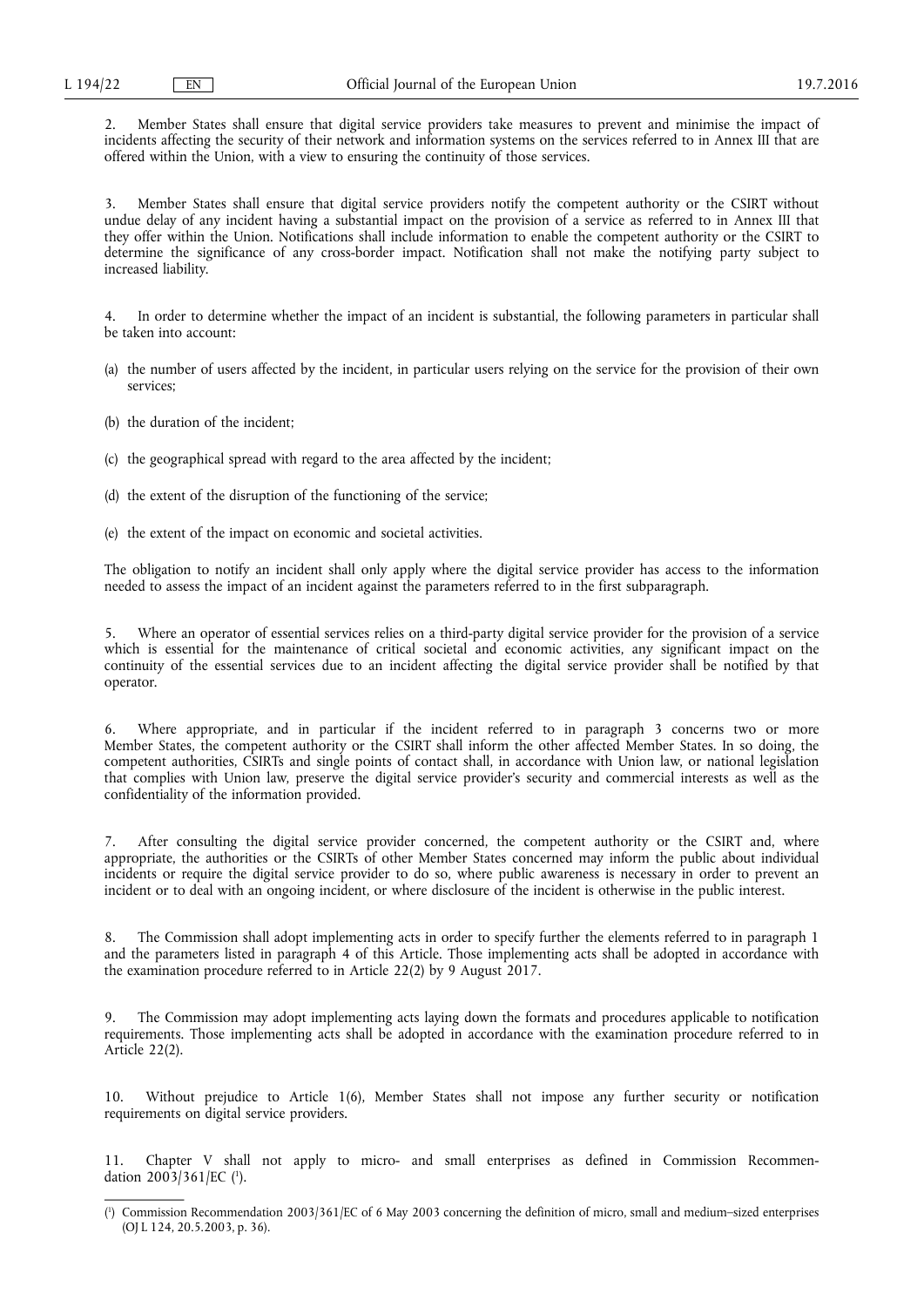2. Member States shall ensure that digital service providers take measures to prevent and minimise the impact of incidents affecting the security of their network and information systems on the services referred to in Annex III that are offered within the Union, with a view to ensuring the continuity of those services.

3. Member States shall ensure that digital service providers notify the competent authority or the CSIRT without undue delay of any incident having a substantial impact on the provision of a service as referred to in Annex III that they offer within the Union. Notifications shall include information to enable the competent authority or the CSIRT to determine the significance of any cross-border impact. Notification shall not make the notifying party subject to increased liability.

4. In order to determine whether the impact of an incident is substantial, the following parameters in particular shall be taken into account:

(a) the number of users affected by the incident, in particular users relying on the service for the provision of their own services;

(b) the duration of the incident;

(c) the geographical spread with regard to the area affected by the incident;

(d) the extent of the disruption of the functioning of the service;

(e) the extent of the impact on economic and societal activities.

The obligation to notify an incident shall only apply where the digital service provider has access to the information needed to assess the impact of an incident against the parameters referred to in the first subparagraph.

5. Where an operator of essential services relies on a third-party digital service provider for the provision of a service which is essential for the maintenance of critical societal and economic activities, any significant impact on the continuity of the essential services due to an incident affecting the digital service provider shall be notified by that operator.

6. Where appropriate, and in particular if the incident referred to in paragraph 3 concerns two or more Member States, the competent authority or the CSIRT shall inform the other affected Member States. In so doing, the competent authorities, CSIRTs and single points of contact shall, in accordance with Union law, or national legislation that complies with Union law, preserve the digital service provider's security and commercial interests as well as the confidentiality of the information provided.

7. After consulting the digital service provider concerned, the competent authority or the CSIRT and, where appropriate, the authorities or the CSIRTs of other Member States concerned may inform the public about individual incidents or require the digital service provider to do so, where public awareness is necessary in order to prevent an incident or to deal with an ongoing incident, or where disclosure of the incident is otherwise in the public interest.

8. The Commission shall adopt implementing acts in order to specify further the elements referred to in paragraph 1 and the parameters listed in paragraph 4 of this Article. Those implementing acts shall be adopted in accordance with the examination procedure referred to in Article 22(2) by 9 August 2017.

9. The Commission may adopt implementing acts laying down the formats and procedures applicable to notification requirements. Those implementing acts shall be adopted in accordance with the examination procedure referred to in Article 22(2).

10. Without prejudice to Article 1(6), Member States shall not impose any further security or notification requirements on digital service providers.

11. Chapter V shall not apply to micro- and small enterprises as defined in Commission Recommendation 2003/361/EC [1].

[1] Commission Recommendation 2003/361/EC of 6 May 2003 concerning the definition of micro, small and medium-sized enterprises (OJ L 124, 20.5.2003, p. 36).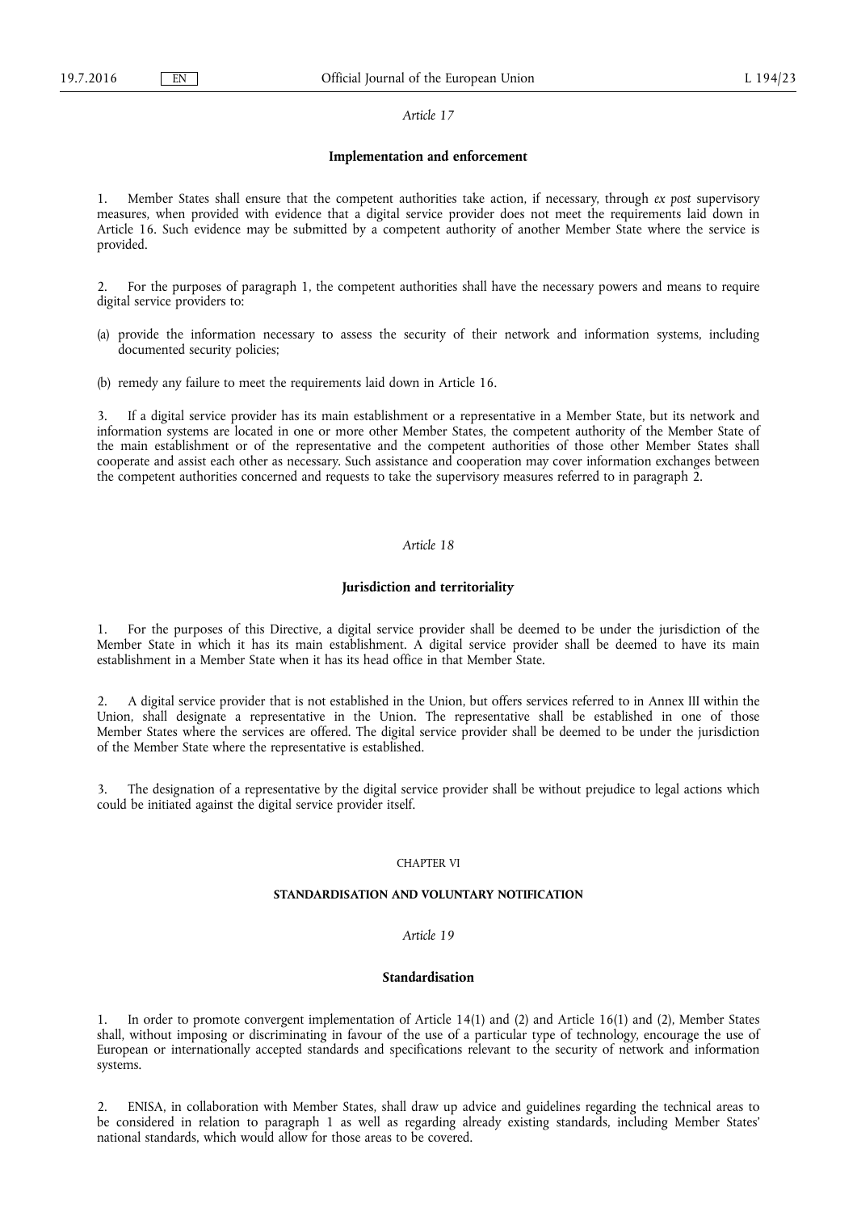*Article 17*

**Implementation and enforcement**

1. Member States shall ensure that the competent authorities take action, if necessary, through *ex post* supervisory measures, when provided with evidence that a digital service provider does not meet the requirements laid down in Article 16. Such evidence may be submitted by a competent authority of another Member State where the service is provided.

2. For the purposes of paragraph 1, the competent authorities shall have the necessary powers and means to require digital service providers to:

(a) provide the information necessary to assess the security of their network and information systems, including documented security policies;

(b) remedy any failure to meet the requirements laid down in Article 16.

3. If a digital service provider has its main establishment or a representative in a Member State, but its network and information systems are located in one or more other Member States, the competent authority of the Member State of the main establishment or of the representative and the competent authorities of those other Member States shall cooperate and assist each other as necessary. Such assistance and cooperation may cover information exchanges between the competent authorities concerned and requests to take the supervisory measures referred to in paragraph 2.

*Article 18*

**Jurisdiction and territoriality**

1. For the purposes of this Directive, a digital service provider shall be deemed to be under the jurisdiction of the Member State in which it has its main establishment. A digital service provider shall be deemed to have its main establishment in a Member State when it has its head office in that Member State.

2. A digital service provider that is not established in the Union, but offers services referred to in Annex III within the Union, shall designate a representative in the Union. The representative shall be established in one of those Member States where the services are offered. The digital service provider shall be deemed to be under the jurisdiction of the Member State where the representative is established.

3. The designation of a representative by the digital service provider shall be without prejudice to legal actions which could be initiated against the digital service provider itself.

CHAPTER VI

**STANDARDISATION AND VOLUNTARY NOTIFICATION**

*Article 19*

**Standardisation**

1. In order to promote convergent implementation of Article 14(1) and (2) and Article 16(1) and (2), Member States shall, without imposing or discriminating in favour of the use of a particular type of technology, encourage the use of European or internationally accepted standards and specifications relevant to the security of network and information systems.

2. ENISA, in collaboration with Member States, shall draw up advice and guidelines regarding the technical areas to be considered in relation to paragraph 1 as well as regarding already existing standards, including Member States' national standards, which would allow for those areas to be covered.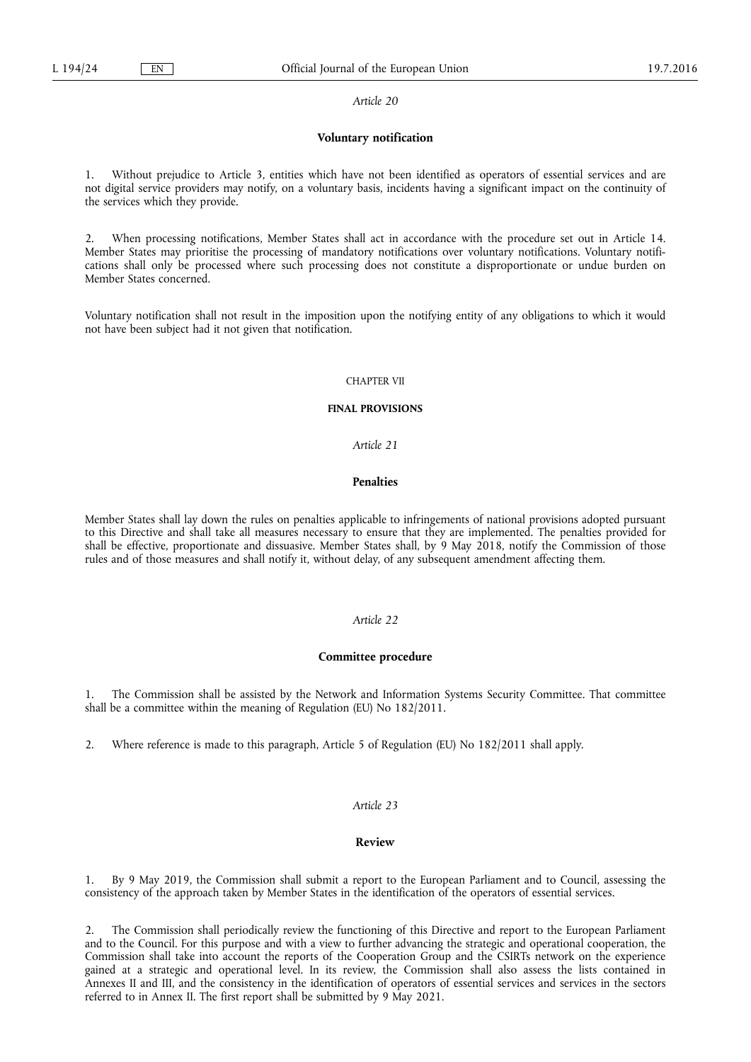*Article 20*

**Voluntary notification**

1. Without prejudice to Article 3, entities which have not been identified as operators of essential services and are not digital service providers may notify, on a voluntary basis, incidents having a significant impact on the continuity of the services which they provide.

2. When processing notifications, Member States shall act in accordance with the procedure set out in Article 14. Member States may prioritise the processing of mandatory notifications over voluntary notifications. Voluntary notifications shall only be processed where such processing does not constitute a disproportionate or undue burden on Member States concerned.

Voluntary notification shall not result in the imposition upon the notifying entity of any obligations to which it would not have been subject had it not given that notification.

CHAPTER VII

**FINAL PROVISIONS**

*Article 21*

**Penalties**

Member States shall lay down the rules on penalties applicable to infringements of national provisions adopted pursuant to this Directive and shall take all measures necessary to ensure that they are implemented. The penalties provided for shall be effective, proportionate and dissuasive. Member States shall, by 9 May 2018, notify the Commission of those rules and of those measures and shall notify it, without delay, of any subsequent amendment affecting them.

*Article 22*

**Committee procedure**

1. The Commission shall be assisted by the Network and Information Systems Security Committee. That committee shall be a committee within the meaning of Regulation (EU) No 182/2011.

2. Where reference is made to this paragraph, Article 5 of Regulation (EU) No 182/2011 shall apply.

*Article 23*

**Review**

1. By 9 May 2019, the Commission shall submit a report to the European Parliament and to Council, assessing the consistency of the approach taken by Member States in the identification of the operators of essential services.

2. The Commission shall periodically review the functioning of this Directive and report to the European Parliament and to the Council. For this purpose and with a view to further advancing the strategic and operational cooperation, the Commission shall take into account the reports of the Cooperation Group and the CSIRTs network on the experience gained at a strategic and operational level. In its review, the Commission shall also assess the lists contained in Annexes II and III, and the consistency in the identification of operators of essential services and services in the sectors referred to in Annex II. The first report shall be submitted by 9 May 2021.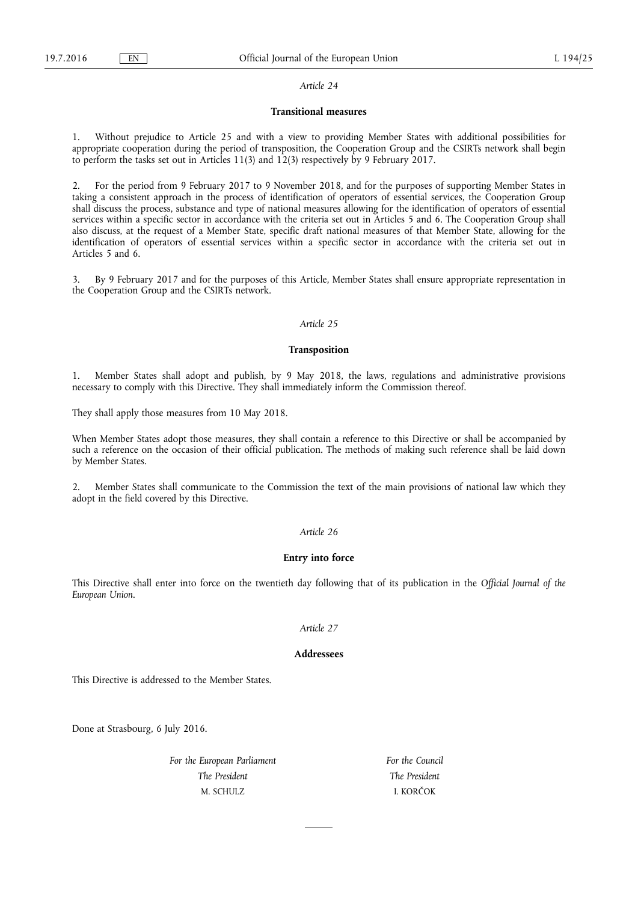*Article 24*

**Transitional measures**

1. Without prejudice to Article 25 and with a view to providing Member States with additional possibilities for appropriate cooperation during the period of transposition, the Cooperation Group and the CSIRTs network shall begin to perform the tasks set out in Articles 11(3) and 12(3) respectively by 9 February 2017.

2. For the period from 9 February 2017 to 9 November 2018, and for the purposes of supporting Member States in taking a consistent approach in the process of identification of operators of essential services, the Cooperation Group shall discuss the process, substance and type of national measures allowing for the identification of operators of essential services within a specific sector in accordance with the criteria set out in Articles 5 and 6. The Cooperation Group shall also discuss, at the request of a Member State, specific draft national measures of that Member State, allowing for the identification of operators of essential services within a specific sector in accordance with the criteria set out in Articles 5 and 6.

3. By 9 February 2017 and for the purposes of this Article, Member States shall ensure appropriate representation in the Cooperation Group and the CSIRTs network.

*Article 25*

**Transposition**

1. Member States shall adopt and publish, by 9 May 2018, the laws, regulations and administrative provisions necessary to comply with this Directive. They shall immediately inform the Commission thereof.

They shall apply those measures from 10 May 2018.

When Member States adopt those measures, they shall contain a reference to this Directive or shall be accompanied by such a reference on the occasion of their official publication. The methods of making such reference shall be laid down by Member States.

2. Member States shall communicate to the Commission the text of the main provisions of national law which they adopt in the field covered by this Directive.

*Article 26*

**Entry into force**

This Directive shall enter into force on the twentieth day following that of its publication in the *Official Journal of the European Union*.

*Article 27*

**Addressees**

This Directive is addressed to the Member States.

Done at Strasbourg, 6 July 2016.

| *For the European Parliament* | *For the Council* |
|---|---|
| *The President* | *The President* |
| M. SCHULZ | I. KORČOK |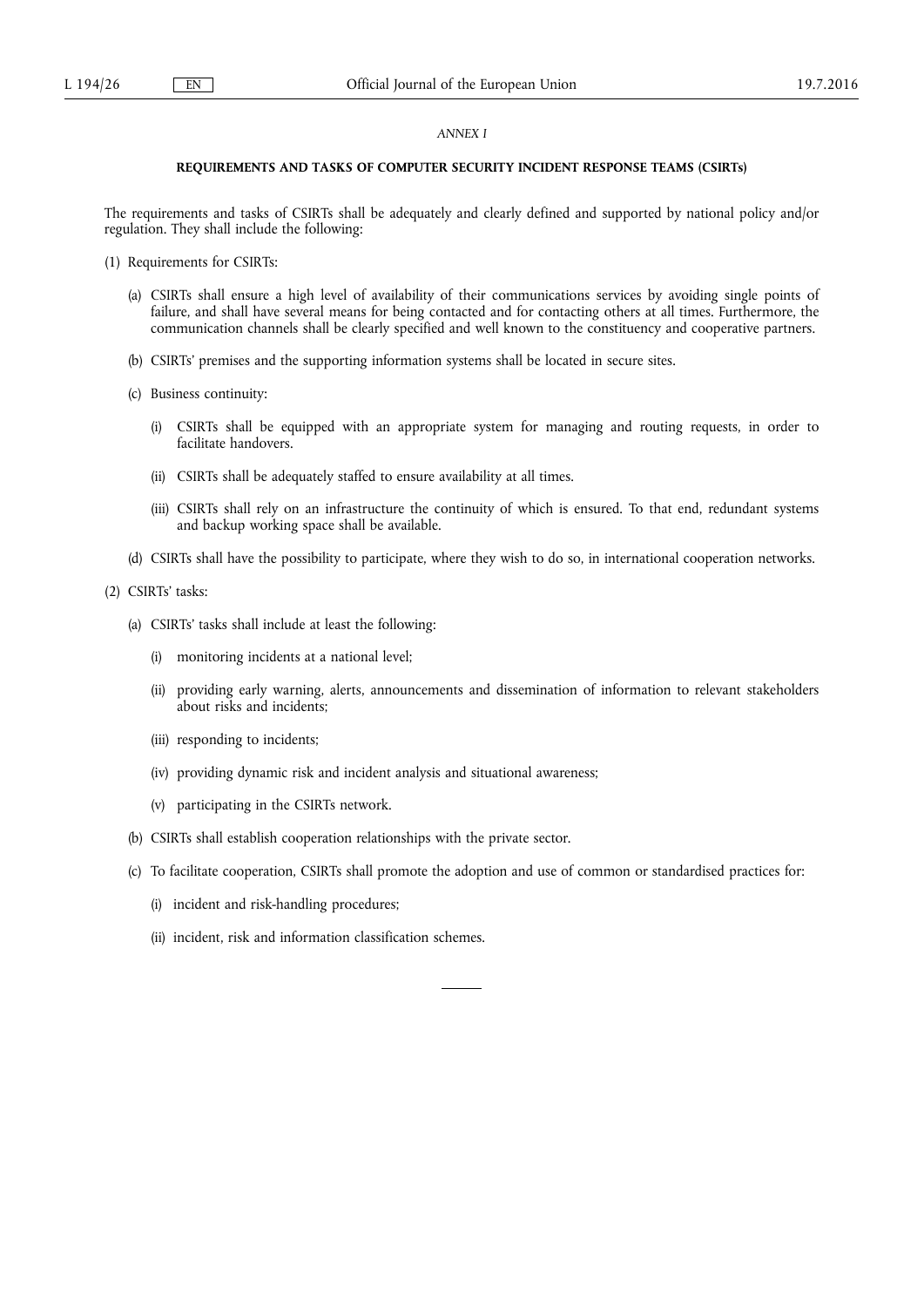*ANNEX I*

**REQUIREMENTS AND TASKS OF COMPUTER SECURITY INCIDENT RESPONSE TEAMS (CSIRTs)**

The requirements and tasks of CSIRTs shall be adequately and clearly defined and supported by national policy and/or regulation. They shall include the following:

(1) Requirements for CSIRTs:

(a) CSIRTs shall ensure a high level of availability of their communications services by avoiding single points of failure, and shall have several means for being contacted and for contacting others at all times. Furthermore, the communication channels shall be clearly specified and well known to the constituency and cooperative partners.

(b) CSIRTs' premises and the supporting information systems shall be located in secure sites.

(c) Business continuity:

(i) CSIRTs shall be equipped with an appropriate system for managing and routing requests, in order to facilitate handovers.

(ii) CSIRTs shall be adequately staffed to ensure availability at all times.

(iii) CSIRTs shall rely on an infrastructure the continuity of which is ensured. To that end, redundant systems and backup working space shall be available.

(d) CSIRTs shall have the possibility to participate, where they wish to do so, in international cooperation networks.

(2) CSIRTs' tasks:

(a) CSIRTs' tasks shall include at least the following:

(i) monitoring incidents at a national level;

(ii) providing early warning, alerts, announcements and dissemination of information to relevant stakeholders about risks and incidents;

(iii) responding to incidents;

(iv) providing dynamic risk and incident analysis and situational awareness;

(v) participating in the CSIRTs network.

(b) CSIRTs shall establish cooperation relationships with the private sector.

(c) To facilitate cooperation, CSIRTs shall promote the adoption and use of common or standardised practices for:

(i) incident and risk-handling procedures;

(ii) incident, risk and information classification schemes.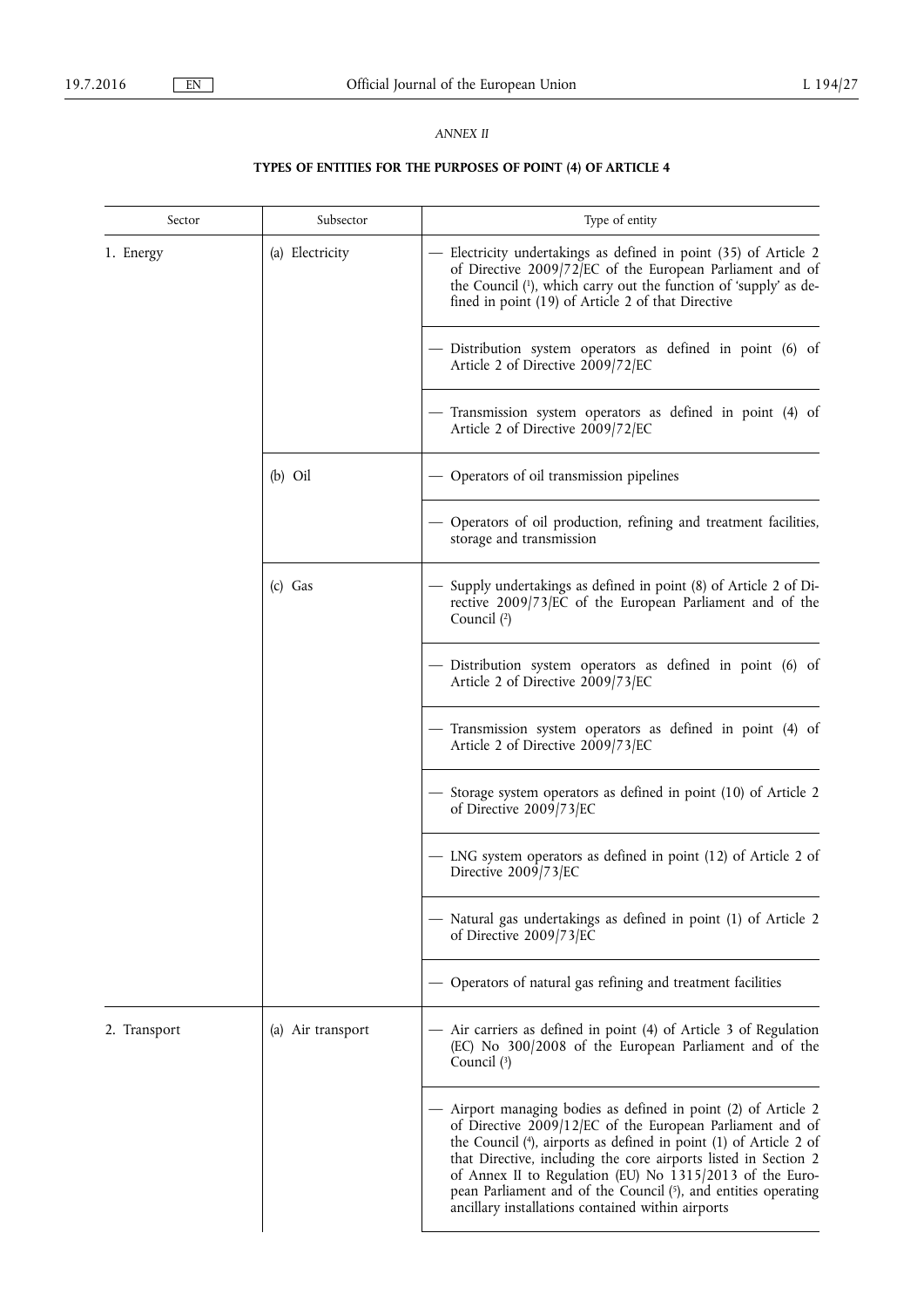*ANNEX II*

**TYPES OF ENTITIES FOR THE PURPOSES OF POINT (4) OF ARTICLE 4**

| Sector | Subsector | Type of entity |
|---|---|---|
| 1. Energy | (a) Electricity | — Electricity undertakings as defined in point (35) of Article 2 of Directive 2009/72/EC of the European Parliament and of the Council [1], which carry out the function of 'supply' as defined in point (19) of Article 2 of that Directive |
| | | — Distribution system operators as defined in point (6) of Article 2 of Directive 2009/72/EC |
| | | — Transmission system operators as defined in point (4) of Article 2 of Directive 2009/72/EC |
| | (b) Oil | — Operators of oil transmission pipelines |
| | | — Operators of oil production, refining and treatment facilities, storage and transmission |
| | (c) Gas | — Supply undertakings as defined in point (8) of Article 2 of Directive 2009/73/EC of the European Parliament and of the Council [2] |
| | | — Distribution system operators as defined in point (6) of Article 2 of Directive 2009/73/EC |
| | | — Transmission system operators as defined in point (4) of Article 2 of Directive 2009/73/EC |
| | | — Storage system operators as defined in point (10) of Article 2 of Directive 2009/73/EC |
| | | — LNG system operators as defined in point (12) of Article 2 of Directive 2009/73/EC |
| | | — Natural gas undertakings as defined in point (1) of Article 2 of Directive 2009/73/EC |
| | | — Operators of natural gas refining and treatment facilities |
| 2. Transport | (a) Air transport | — Air carriers as defined in point (4) of Article 3 of Regulation (EC) No 300/2008 of the European Parliament and of the Council [3] |
| | | — Airport managing bodies as defined in point (2) of Article 2 of Directive 2009/12/EC of the European Parliament and of the Council [4], airports as defined in point (1) of Article 2 of that Directive, including the core airports listed in Section 2 of Annex II to Regulation (EU) No 1315/2013 of the European Parliament and of the Council [5], and entities operating ancillary installations contained within airports |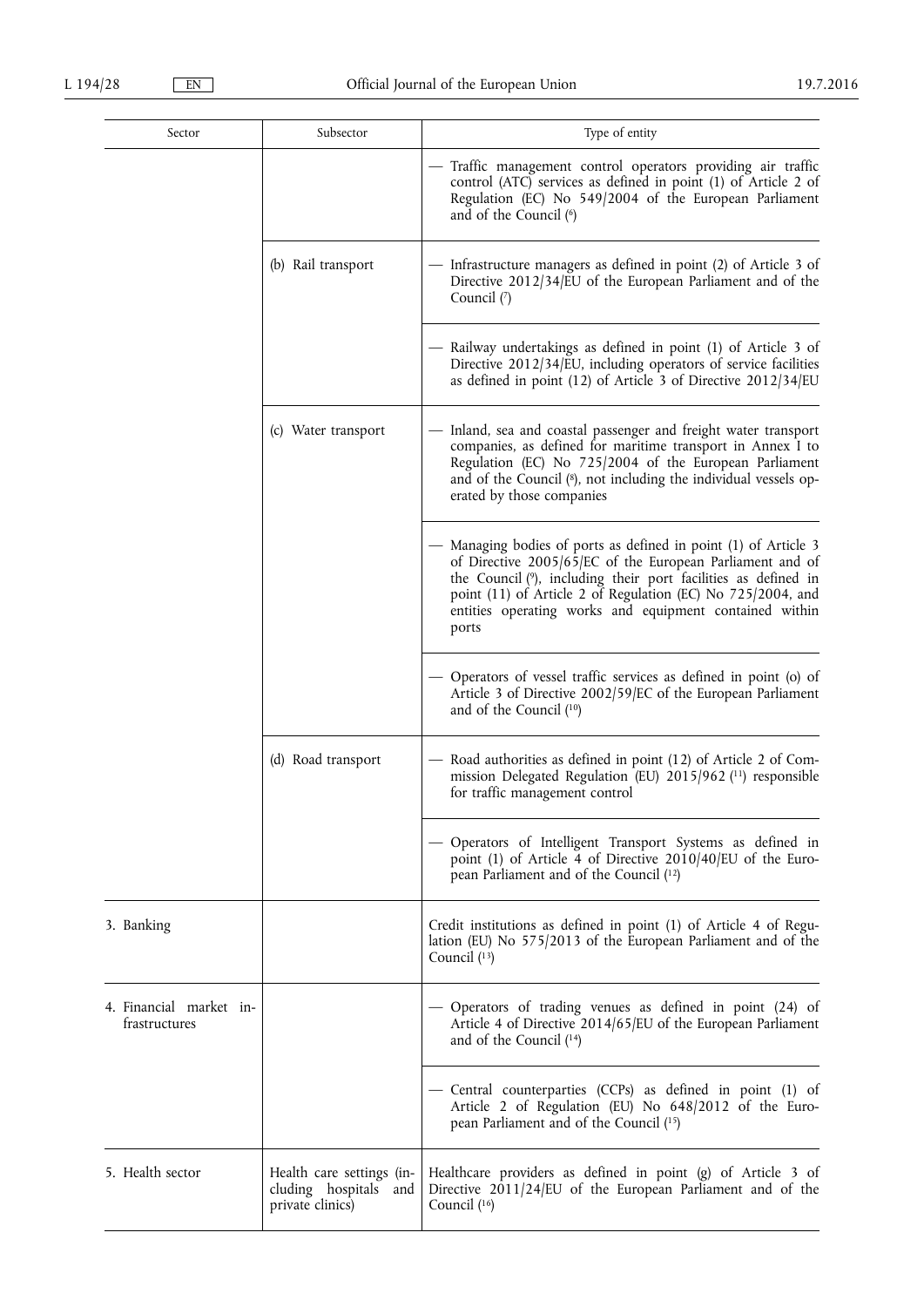| Sector | Subsector | Type of entity |
|---|---|---|
| | | — Traffic management control operators providing air traffic control (ATC) services as defined in point (1) of Article 2 of Regulation (EC) No 549/2004 of the European Parliament and of the Council (6) |
| | (b) Rail transport | — Infrastructure managers as defined in point (2) of Article 3 of Directive 2012/34/EU of the European Parliament and of the Council (7) |
| | | — Railway undertakings as defined in point (1) of Article 3 of Directive 2012/34/EU, including operators of service facilities as defined in point (12) of Article 3 of Directive 2012/34/EU |
| | (c) Water transport | — Inland, sea and coastal passenger and freight water transport companies, as defined for maritime transport in Annex I to Regulation (EC) No 725/2004 of the European Parliament and of the Council (8), not including the individual vessels operated by those companies |
| | | — Managing bodies of ports as defined in point (1) of Article 3 of Directive 2005/65/EC of the European Parliament and of the Council (9), including their port facilities as defined in point (11) of Article 2 of Regulation (EC) No 725/2004, and entities operating works and equipment contained within ports |
| | | — Operators of vessel traffic services as defined in point (o) of Article 3 of Directive 2002/59/EC of the European Parliament and of the Council (10) |
| | (d) Road transport | — Road authorities as defined in point (12) of Article 2 of Commission Delegated Regulation (EU) 2015/962 (11) responsible for traffic management control |
| | | — Operators of Intelligent Transport Systems as defined in point (1) of Article 4 of Directive 2010/40/EU of the European Parliament and of the Council (12) |
| 3. Banking | | Credit institutions as defined in point (1) of Article 4 of Regulation (EU) No 575/2013 of the European Parliament and of the Council (13) |
| 4. Financial market infrastructures | | — Operators of trading venues as defined in point (24) of Article 4 of Directive 2014/65/EU of the European Parliament and of the Council (14) |
| | | — Central counterparties (CCPs) as defined in point (1) of Article 2 of Regulation (EU) No 648/2012 of the European Parliament and of the Council (15) |
| 5. Health sector | Health care settings (including hospitals and private clinics) | Healthcare providers as defined in point (g) of Article 3 of Directive 2011/24/EU of the European Parliament and of the Council (16) |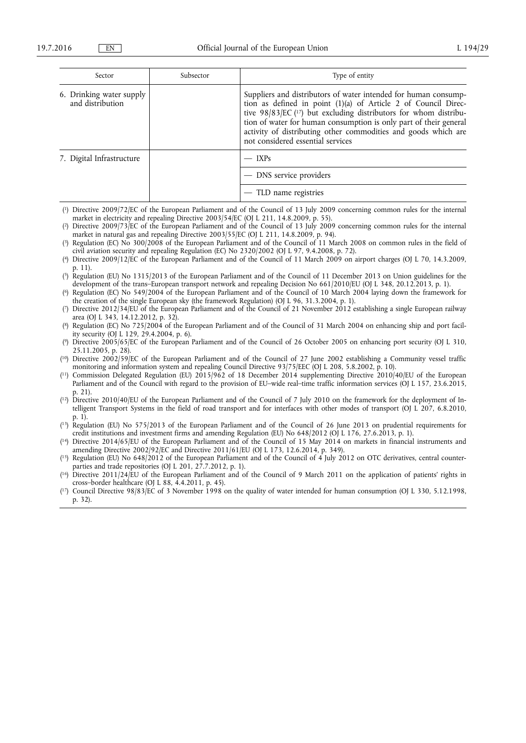| Sector | Subsector | Type of entity |
|---|---|---|
| 6. Drinking water supply and distribution | | Suppliers and distributors of water intended for human consumption as defined in point (1)(a) of Article 2 of Council Directive 98/83/EC [17] but excluding distributors for whom distribution of water for human consumption is only part of their general activity of distributing other commodities and goods which are not considered essential services |
| 7. Digital Infrastructure | | — IXPs |
| | | — DNS service providers |
| | | — TLD name registries |

[1] Directive 2009/72/EC of the European Parliament and of the Council of 13 July 2009 concerning common rules for the internal market in electricity and repealing Directive 2003/54/EC (OJ L 211, 14.8.2009, p. 55).

[2] Directive 2009/73/EC of the European Parliament and of the Council of 13 July 2009 concerning common rules for the internal market in natural gas and repealing Directive 2003/55/EC (OJ L 211, 14.8.2009, p. 94).

[3] Regulation (EC) No 300/2008 of the European Parliament and of the Council of 11 March 2008 on common rules in the field of civil aviation security and repealing Regulation (EC) No 2320/2002 (OJ L 97, 9.4.2008, p. 72).

[4] Directive 2009/12/EC of the European Parliament and of the Council of 11 March 2009 on airport charges (OJ L 70, 14.3.2009, p. 11).

[5] Regulation (EU) No 1315/2013 of the European Parliament and of the Council of 11 December 2013 on Union guidelines for the development of the trans–European transport network and repealing Decision No 661/2010/EU (OJ L 348, 20.12.2013, p. 1).

[6] Regulation (EC) No 549/2004 of the European Parliament and of the Council of 10 March 2004 laying down the framework for the creation of the single European sky (the framework Regulation) (OJ L 96, 31.3.2004, p. 1).

[7] Directive 2012/34/EU of the European Parliament and of the Council of 21 November 2012 establishing a single European railway area (OJ L 343, 14.12.2012, p. 32).

[8] Regulation (EC) No 725/2004 of the European Parliament and of the Council of 31 March 2004 on enhancing ship and port facility security (OJ L 129, 29.4.2004, p. 6).

[9] Directive 2005/65/EC of the European Parliament and of the Council of 26 October 2005 on enhancing port security (OJ L 310, 25.11.2005, p. 28).

[10] Directive 2002/59/EC of the European Parliament and of the Council of 27 June 2002 establishing a Community vessel traffic monitoring and information system and repealing Council Directive 93/75/EEC (OJ L 208, 5.8.2002, p. 10).

[11] Commission Delegated Regulation (EU) 2015/962 of 18 December 2014 supplementing Directive 2010/40/EU of the European Parliament and of the Council with regard to the provision of EU–wide real–time traffic information services (OJ L 157, 23.6.2015, p. 21).

[12] Directive 2010/40/EU of the European Parliament and of the Council of 7 July 2010 on the framework for the deployment of Intelligent Transport Systems in the field of road transport and for interfaces with other modes of transport (OJ L 207, 6.8.2010, p. 1).

[13] Regulation (EU) No 575/2013 of the European Parliament and of the Council of 26 June 2013 on prudential requirements for credit institutions and investment firms and amending Regulation (EU) No 648/2012 (OJ L 176, 27.6.2013, p. 1).

[14] Directive 2014/65/EU of the European Parliament and of the Council of 15 May 2014 on markets in financial instruments and amending Directive 2002/92/EC and Directive 2011/61/EU (OJ L 173, 12.6.2014, p. 349).

[15] Regulation (EU) No 648/2012 of the European Parliament and of the Council of 4 July 2012 on OTC derivatives, central counterparties and trade repositories (OJ L 201, 27.7.2012, p. 1).

[16] Directive 2011/24/EU of the European Parliament and of the Council of 9 March 2011 on the application of patients' rights in cross–border healthcare (OJ L 88, 4.4.2011, p. 45).

[17] Council Directive 98/83/EC of 3 November 1998 on the quality of water intended for human consumption (OJ L 330, 5.12.1998, p. 32).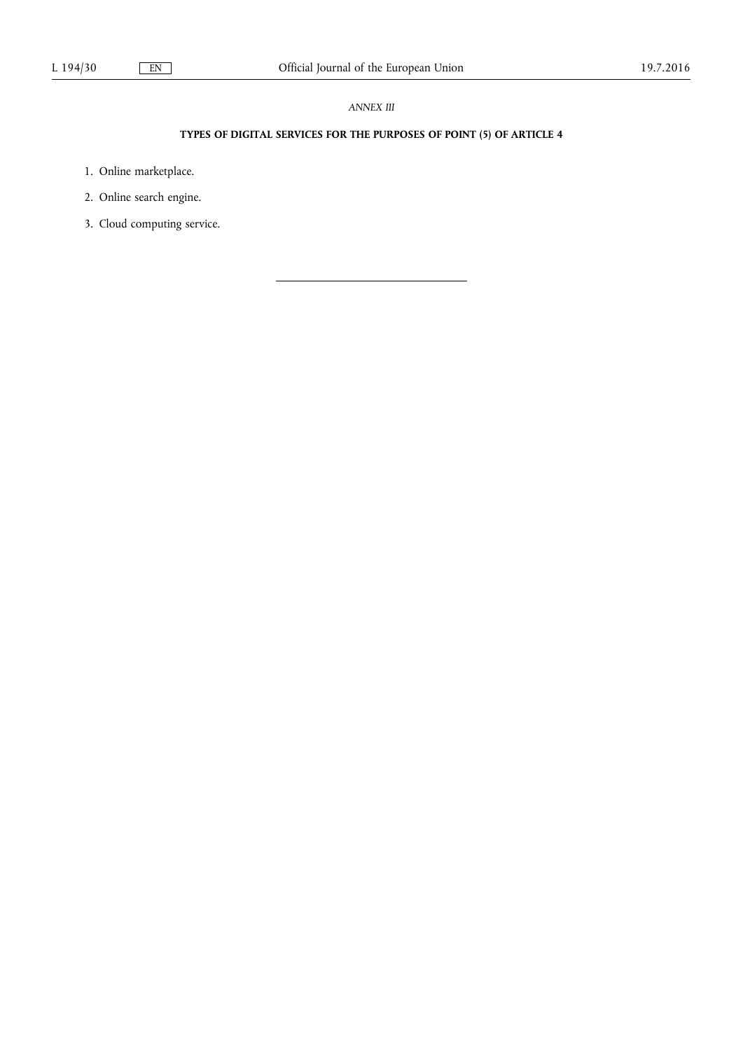*ANNEX III*

**TYPES OF DIGITAL SERVICES FOR THE PURPOSES OF POINT (5) OF ARTICLE 4**

1. Online marketplace.
2. Online search engine.
3. Cloud computing service.